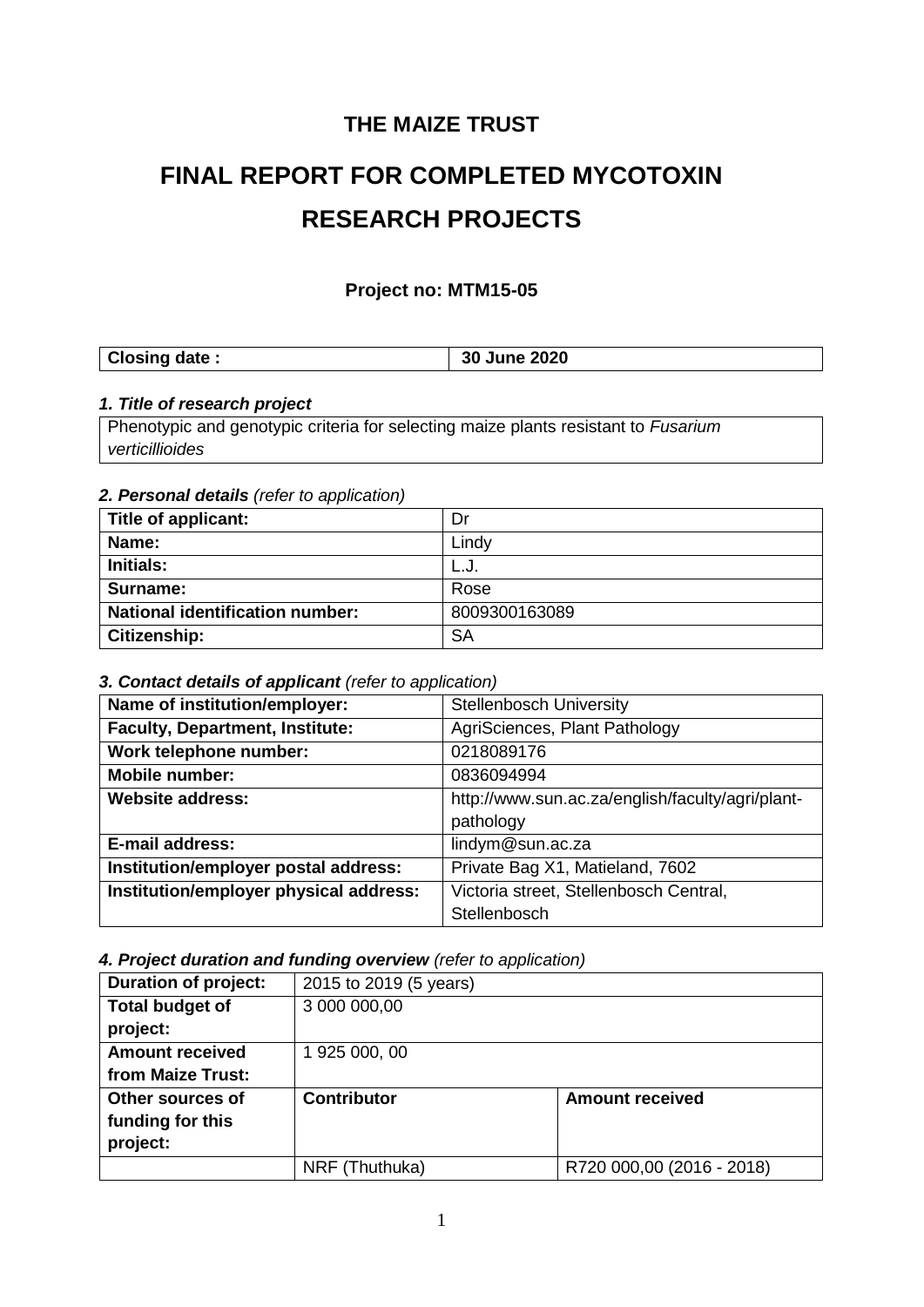# THE MAIZE TRUST

# FINAL REPORT FOR COMPLETED MYCOTOXIN RESEARCH PROJECTS

### Project no: MTM15-05

| **Closing date :** | **30 June 2020** |
|---|---|

***1. Title of research project***

| Phenotypic and genotypic criteria for selecting maize plants resistant to *Fusarium verticillioides* |
|---|

***2. Personal details*** *(refer to application)*

| **Title of applicant:** | Dr |
|---|---|
| **Name:** | Lindy |
| **Initials:** | L.J. |
| **Surname:** | Rose |
| **National identification number:** | 8009300163089 |
| **Citizenship:** | SA |

***3. Contact details of applicant*** *(refer to application)*

| **Name of institution/employer:** | Stellenbosch University |
|---|---|
| **Faculty, Department, Institute:** | AgriSciences, Plant Pathology |
| **Work telephone number:** | 0218089176 |
| **Mobile number:** | 0836094994 |
| **Website address:** | http://www.sun.ac.za/english/faculty/agri/plant-pathology |
| **E-mail address:** | lindym@sun.ac.za |
| **Institution/employer postal address:** | Private Bag X1, Matieland, 7602 |
| **Institution/employer physical address:** | Victoria street, Stellenbosch Central, Stellenbosch |

***4. Project duration and funding overview*** *(refer to application)*

| **Duration of project:** | 2015 to 2019 (5 years) | |
|---|---|---|
| **Total budget of project:** | 3 000 000,00 | |
| **Amount received from Maize Trust:** | 1 925 000, 00 | |
| **Other sources of funding for this project:** | **Contributor** | **Amount received** |
| | NRF (Thuthuka) | R720 000,00 (2016 - 2018) |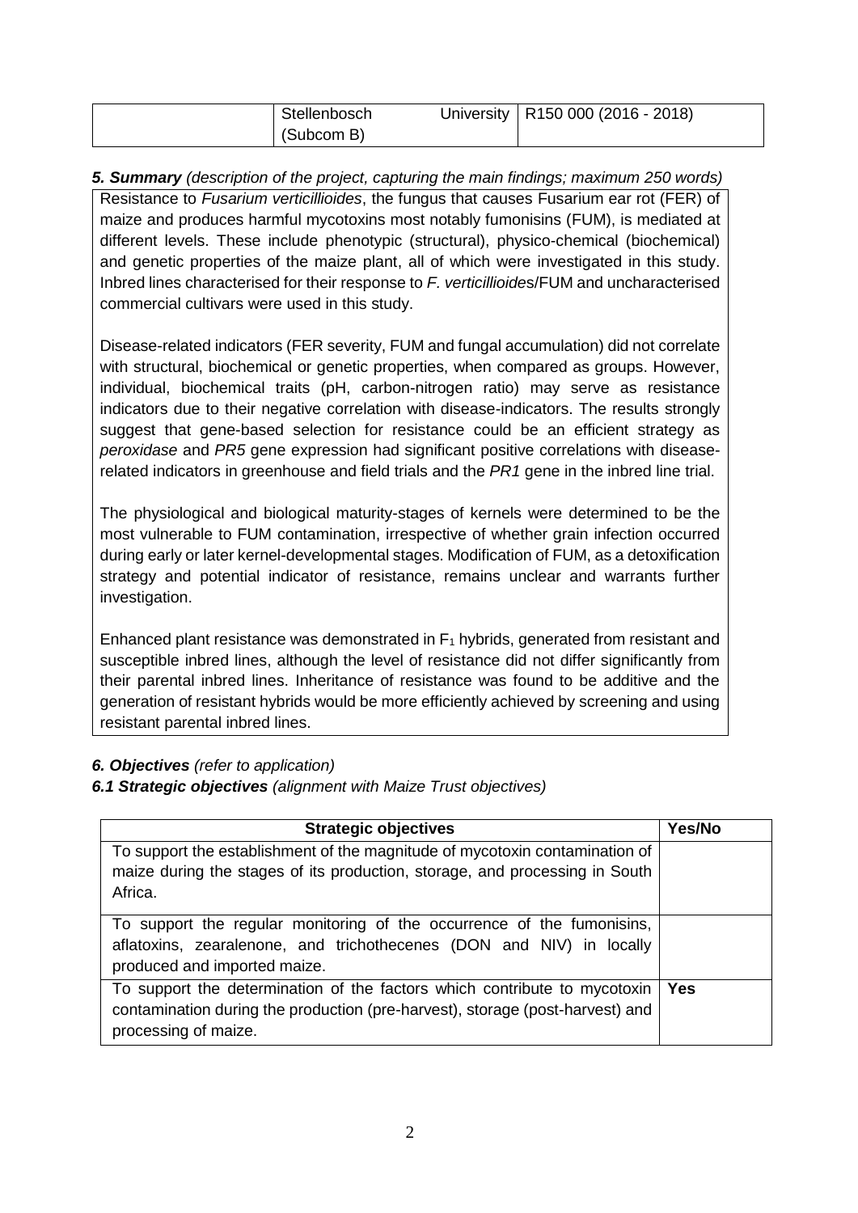|  | Stellenbosch University (Subcom B) | R150 000 (2016 - 2018) |
| --- | --- | --- |

***5. Summary*** *(description of the project, capturing the main findings; maximum 250 words)*

Resistance to *Fusarium verticillioides*, the fungus that causes Fusarium ear rot (FER) of maize and produces harmful mycotoxins most notably fumonisins (FUM), is mediated at different levels. These include phenotypic (structural), physico-chemical (biochemical) and genetic properties of the maize plant, all of which were investigated in this study. Inbred lines characterised for their response to *F. verticillioide*s/FUM and uncharacterised commercial cultivars were used in this study.

Disease-related indicators (FER severity, FUM and fungal accumulation) did not correlate with structural, biochemical or genetic properties, when compared as groups. However, individual, biochemical traits (pH, carbon-nitrogen ratio) may serve as resistance indicators due to their negative correlation with disease-indicators. The results strongly suggest that gene-based selection for resistance could be an efficient strategy as *peroxidase* and *PR5* gene expression had significant positive correlations with disease-related indicators in greenhouse and field trials and the *PR1* gene in the inbred line trial.

The physiological and biological maturity-stages of kernels were determined to be the most vulnerable to FUM contamination, irrespective of whether grain infection occurred during early or later kernel-developmental stages. Modification of FUM, as a detoxification strategy and potential indicator of resistance, remains unclear and warrants further investigation.

Enhanced plant resistance was demonstrated in $F_1$ hybrids, generated from resistant and susceptible inbred lines, although the level of resistance did not differ significantly from their parental inbred lines. Inheritance of resistance was found to be additive and the generation of resistant hybrids would be more efficiently achieved by screening and using resistant parental inbred lines.

***6. Objectives*** *(refer to application)*

***6.1 Strategic objectives*** *(alignment with Maize Trust objectives)*

| Strategic objectives | Yes/No |
| --- | --- |
| To support the establishment of the magnitude of mycotoxin contamination of maize during the stages of its production, storage, and processing in South Africa. |  |
| To support the regular monitoring of the occurrence of the fumonisins, aflatoxins, zearalenone, and trichothecenes (DON and NIV) in locally produced and imported maize. |  |
| To support the determination of the factors which contribute to mycotoxin contamination during the production (pre-harvest), storage (post-harvest) and processing of maize. | **Yes** |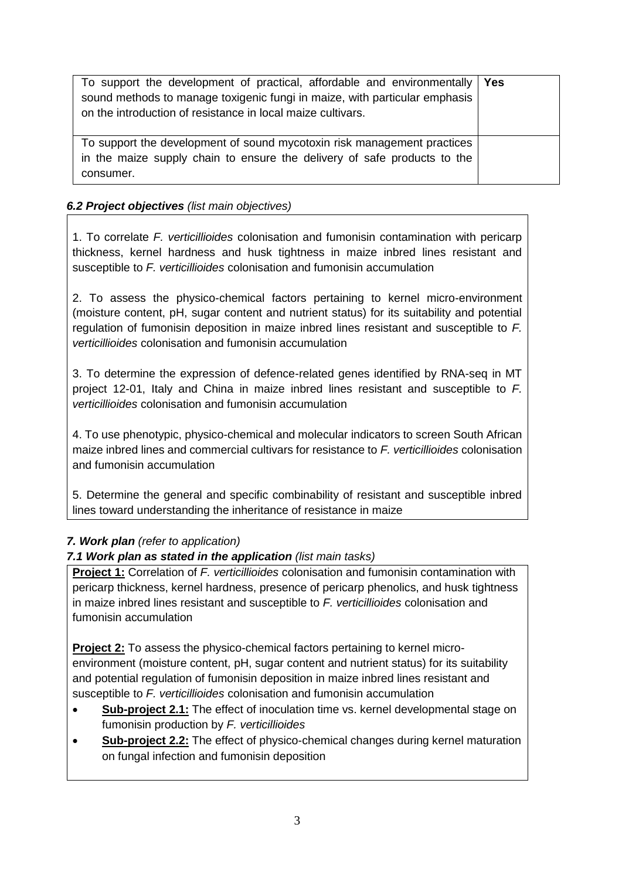| | |
|---|---|
| To support the development of practical, affordable and environmentally sound methods to manage toxigenic fungi in maize, with particular emphasis on the introduction of resistance in local maize cultivars. | **Yes** |
| To support the development of sound mycotoxin risk management practices in the maize supply chain to ensure the delivery of safe products to the consumer. | |

### *6.2 Project objectives (list main objectives)*

1. To correlate *F. verticillioides* colonisation and fumonisin contamination with pericarp thickness, kernel hardness and husk tightness in maize inbred lines resistant and susceptible to *F. verticillioides* colonisation and fumonisin accumulation

2. To assess the physico-chemical factors pertaining to kernel micro-environment (moisture content, pH, sugar content and nutrient status) for its suitability and potential regulation of fumonisin deposition in maize inbred lines resistant and susceptible to *F. verticillioides* colonisation and fumonisin accumulation

3. To determine the expression of defence-related genes identified by RNA-seq in MT project 12-01, Italy and China in maize inbred lines resistant and susceptible to *F. verticillioides* colonisation and fumonisin accumulation

4. To use phenotypic, physico-chemical and molecular indicators to screen South African maize inbred lines and commercial cultivars for resistance to *F. verticillioides* colonisation and fumonisin accumulation

5. Determine the general and specific combinability of resistant and susceptible inbred lines toward understanding the inheritance of resistance in maize

### *7. Work plan (refer to application)*

#### *7.1 Work plan as stated in the application (list main tasks)*

**Project 1:** Correlation of *F. verticillioides* colonisation and fumonisin contamination with pericarp thickness, kernel hardness, presence of pericarp phenolics, and husk tightness in maize inbred lines resistant and susceptible to *F. verticillioides* colonisation and fumonisin accumulation

**Project 2:** To assess the physico-chemical factors pertaining to kernel micro-environment (moisture content, pH, sugar content and nutrient status) for its suitability and potential regulation of fumonisin deposition in maize inbred lines resistant and susceptible to *F. verticillioides* colonisation and fumonisin accumulation

- **Sub-project 2.1:** The effect of inoculation time vs. kernel developmental stage on fumonisin production by *F. verticillioides*
- **Sub-project 2.2:** The effect of physico-chemical changes during kernel maturation on fungal infection and fumonisin deposition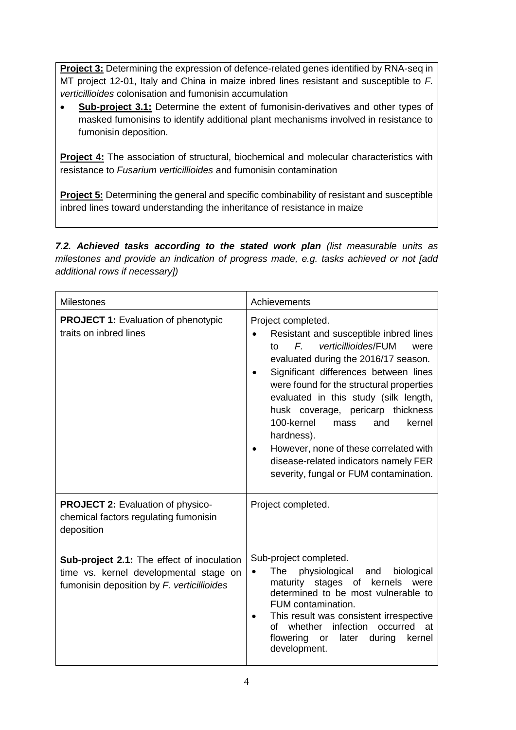**Project 3:** Determining the expression of defence-related genes identified by RNA-seq in MT project 12-01, Italy and China in maize inbred lines resistant and susceptible to *F. verticillioides* colonisation and fumonisin accumulation

- **Sub-project 3.1:** Determine the extent of fumonisin-derivatives and other types of masked fumonisins to identify additional plant mechanisms involved in resistance to fumonisin deposition.

**Project 4:** The association of structural, biochemical and molecular characteristics with resistance to *Fusarium verticillioides* and fumonisin contamination

**Project 5:** Determining the general and specific combinability of resistant and susceptible inbred lines toward understanding the inheritance of resistance in maize

***7.2. Achieved tasks according to the stated work plan** (list measurable units as milestones and provide an indication of progress made, e.g. tasks achieved or not [add additional rows if necessary])*

| Milestones | Achievements |
|---|---|
| **PROJECT 1:** Evaluation of phenotypic traits on inbred lines | Project completed.<br>• Resistant and susceptible inbred lines to *F. verticillioides*/FUM were evaluated during the 2016/17 season.<br>• Significant differences between lines were found for the structural properties evaluated in this study (silk length, husk coverage, pericarp thickness 100-kernel mass and kernel hardness).<br>• However, none of these correlated with disease-related indicators namely FER severity, fungal or FUM contamination. |
| **PROJECT 2:** Evaluation of physico-chemical factors regulating fumonisin deposition | Project completed. |
| **Sub-project 2.1:** The effect of inoculation time vs. kernel developmental stage on fumonisin deposition by *F. verticillioides* | Sub-project completed.<br>• The physiological and biological maturity stages of kernels were determined to be most vulnerable to FUM contamination.<br>• This result was consistent irrespective of whether infection occurred at flowering or later during kernel development. |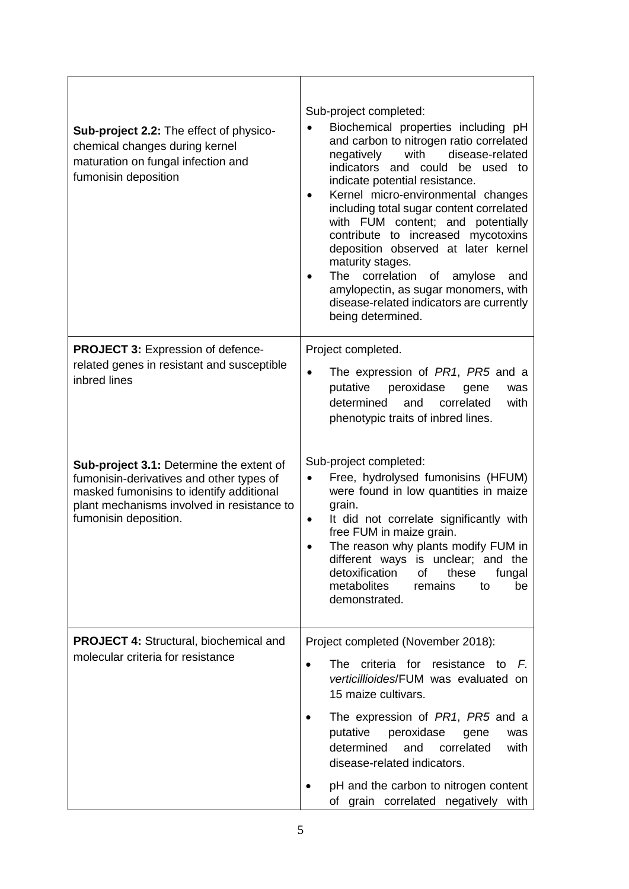| | |
|---|---|
| **Sub-project 2.2:** The effect of physico-chemical changes during kernel maturation on fungal infection and fumonisin deposition | Sub-project completed:<br>• Biochemical properties including pH and carbon to nitrogen ratio correlated negatively with disease-related indicators and could be used to indicate potential resistance.<br>• Kernel micro-environmental changes including total sugar content correlated with FUM content; and potentially contribute to increased mycotoxins deposition observed at later kernel maturity stages.<br>• The correlation of amylose and amylopectin, as sugar monomers, with disease-related indicators are currently being determined. |
| **PROJECT 3:** Expression of defence-related genes in resistant and susceptible inbred lines | Project completed.<br>• The expression of *PR1*, *PR5* and a putative peroxidase gene was determined and correlated with phenotypic traits of inbred lines. |
| **Sub-project 3.1:** Determine the extent of fumonisin-derivatives and other types of masked fumonisins to identify additional plant mechanisms involved in resistance to fumonisin deposition. | Sub-project completed:<br>• Free, hydrolysed fumonisins (HFUM) were found in low quantities in maize grain.<br>• It did not correlate significantly with free FUM in maize grain.<br>• The reason why plants modify FUM in different ways is unclear; and the detoxification of these fungal metabolites remains to be demonstrated. |
| **PROJECT 4:** Structural, biochemical and molecular criteria for resistance | Project completed (November 2018):<br>• The criteria for resistance to *F. verticillioides*/FUM was evaluated on 15 maize cultivars.<br>• The expression of *PR1*, *PR5* and a putative peroxidase gene was determined and correlated with disease-related indicators.<br>• pH and the carbon to nitrogen content of grain correlated negatively with |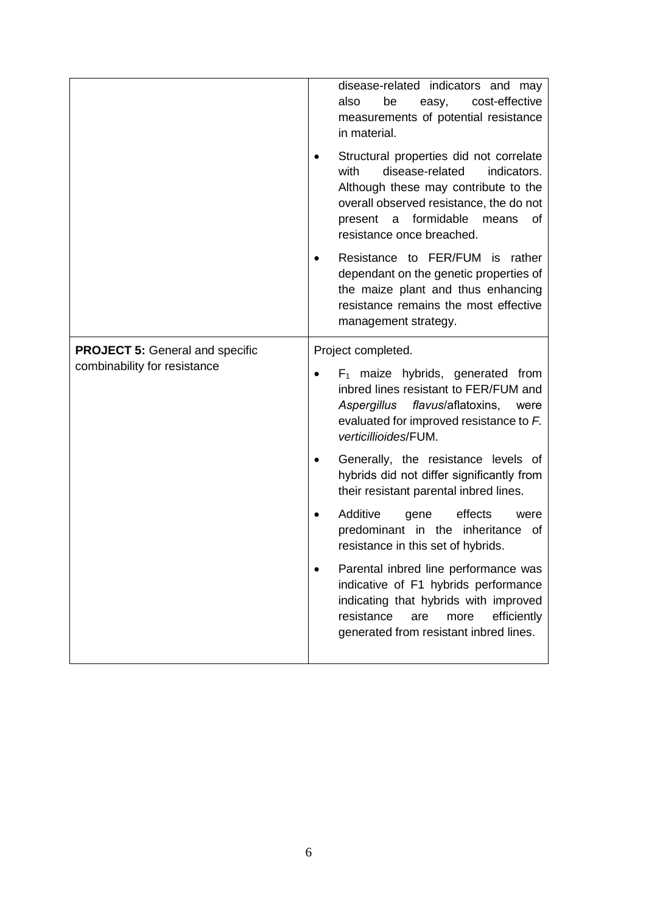| | |
|---|---|
| | disease-related indicators and may also be easy, cost-effective measurements of potential resistance in material.<br>• Structural properties did not correlate with disease-related indicators. Although these may contribute to the overall observed resistance, the do not present a formidable means of resistance once breached.<br>• Resistance to FER/FUM is rather dependant on the genetic properties of the maize plant and thus enhancing resistance remains the most effective management strategy. |
| **PROJECT 5:** General and specific combinability for resistance | Project completed.<br>• $F_1$ maize hybrids, generated from inbred lines resistant to FER/FUM and *Aspergillus flavus*/aflatoxins, were evaluated for improved resistance to *F. verticillioides*/FUM.<br>• Generally, the resistance levels of hybrids did not differ significantly from their resistant parental inbred lines.<br>• Additive gene effects were predominant in the inheritance of resistance in this set of hybrids.<br>• Parental inbred line performance was indicative of F1 hybrids performance indicating that hybrids with improved resistance are more efficiently generated from resistant inbred lines. |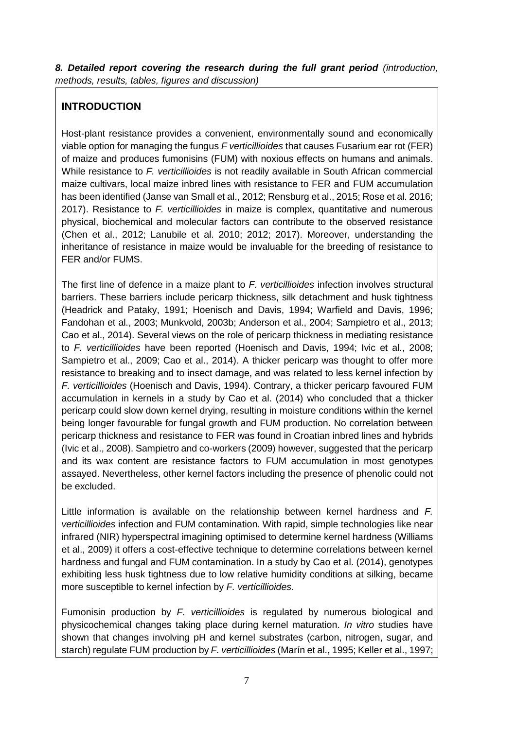***8. Detailed report covering the research during the full grant period*** *(introduction, methods, results, tables, figures and discussion)*

## INTRODUCTION

Host-plant resistance provides a convenient, environmentally sound and economically viable option for managing the fungus *F verticillioides* that causes Fusarium ear rot (FER) of maize and produces fumonisins (FUM) with noxious effects on humans and animals. While resistance to *F. verticillioides* is not readily available in South African commercial maize cultivars, local maize inbred lines with resistance to FER and FUM accumulation has been identified (Janse van Small et al., 2012; Rensburg et al., 2015; Rose et al. 2016; 2017). Resistance to *F. verticillioides* in maize is complex, quantitative and numerous physical, biochemical and molecular factors can contribute to the observed resistance (Chen et al., 2012; Lanubile et al. 2010; 2012; 2017). Moreover, understanding the inheritance of resistance in maize would be invaluable for the breeding of resistance to FER and/or FUMS.

The first line of defence in a maize plant to *F. verticillioides* infection involves structural barriers. These barriers include pericarp thickness, silk detachment and husk tightness (Headrick and Pataky, 1991; Hoenisch and Davis, 1994; Warfield and Davis, 1996; Fandohan et al., 2003; Munkvold, 2003b; Anderson et al., 2004; Sampietro et al., 2013; Cao et al., 2014). Several views on the role of pericarp thickness in mediating resistance to *F. verticillioides* have been reported (Hoenisch and Davis, 1994; Ivic et al., 2008; Sampietro et al., 2009; Cao et al., 2014). A thicker pericarp was thought to offer more resistance to breaking and to insect damage, and was related to less kernel infection by *F. verticillioides* (Hoenisch and Davis, 1994). Contrary, a thicker pericarp favoured FUM accumulation in kernels in a study by Cao et al. (2014) who concluded that a thicker pericarp could slow down kernel drying, resulting in moisture conditions within the kernel being longer favourable for fungal growth and FUM production. No correlation between pericarp thickness and resistance to FER was found in Croatian inbred lines and hybrids (Ivic et al., 2008). Sampietro and co-workers (2009) however, suggested that the pericarp and its wax content are resistance factors to FUM accumulation in most genotypes assayed. Nevertheless, other kernel factors including the presence of phenolic could not be excluded.

Little information is available on the relationship between kernel hardness and *F. verticillioides* infection and FUM contamination. With rapid, simple technologies like near infrared (NIR) hyperspectral imagining optimised to determine kernel hardness (Williams et al., 2009) it offers a cost-effective technique to determine correlations between kernel hardness and fungal and FUM contamination. In a study by Cao et al. (2014), genotypes exhibiting less husk tightness due to low relative humidity conditions at silking, became more susceptible to kernel infection by *F. verticillioides*.

Fumonisin production by *F. verticillioides* is regulated by numerous biological and physicochemical changes taking place during kernel maturation. *In vitro* studies have shown that changes involving pH and kernel substrates (carbon, nitrogen, sugar, and starch) regulate FUM production by *F. verticillioides* (Marín et al., 1995; Keller et al., 1997;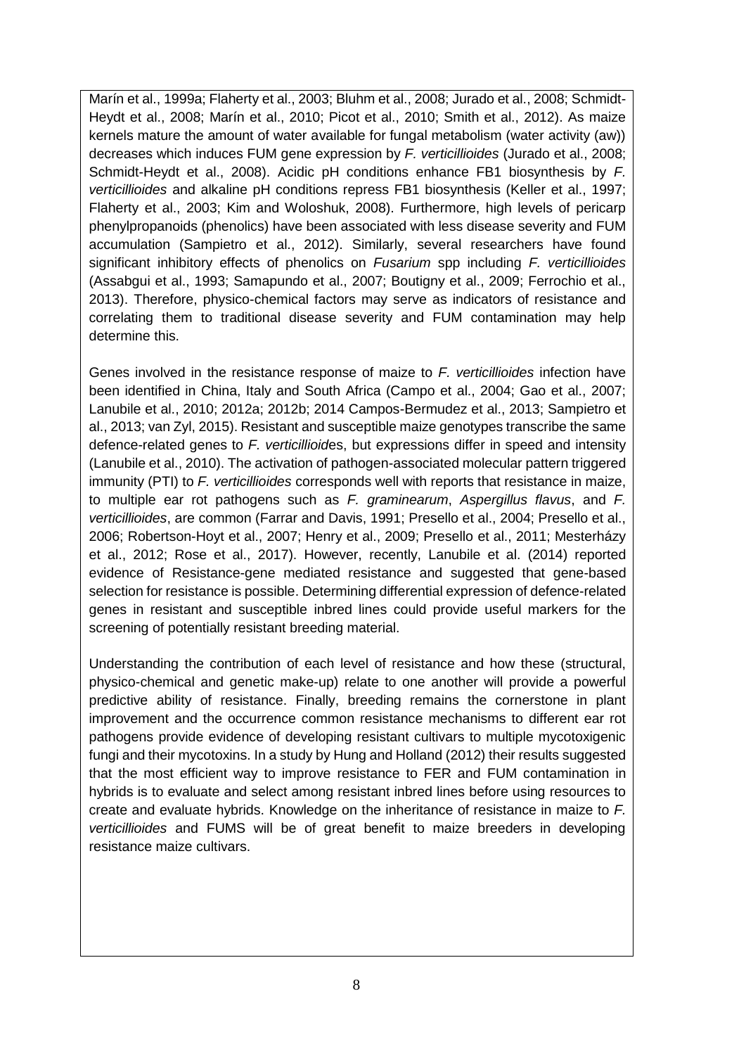Marín et al., 1999a; Flaherty et al., 2003; Bluhm et al., 2008; Jurado et al., 2008; Schmidt-Heydt et al., 2008; Marín et al., 2010; Picot et al., 2010; Smith et al., 2012). As maize kernels mature the amount of water available for fungal metabolism (water activity (aw)) decreases which induces FUM gene expression by *F. verticillioides* (Jurado et al., 2008; Schmidt-Heydt et al., 2008). Acidic pH conditions enhance FB1 biosynthesis by *F. verticillioides* and alkaline pH conditions repress FB1 biosynthesis (Keller et al., 1997; Flaherty et al., 2003; Kim and Woloshuk, 2008). Furthermore, high levels of pericarp phenylpropanoids (phenolics) have been associated with less disease severity and FUM accumulation (Sampietro et al., 2012). Similarly, several researchers have found significant inhibitory effects of phenolics on *Fusarium* spp including *F. verticillioides* (Assabgui et al., 1993; Samapundo et al., 2007; Boutigny et al., 2009; Ferrochio et al., 2013). Therefore, physico-chemical factors may serve as indicators of resistance and correlating them to traditional disease severity and FUM contamination may help determine this.

Genes involved in the resistance response of maize to *F. verticillioides* infection have been identified in China, Italy and South Africa (Campo et al., 2004; Gao et al., 2007; Lanubile et al., 2010; 2012a; 2012b; 2014 Campos-Bermudez et al., 2013; Sampietro et al., 2013; van Zyl, 2015). Resistant and susceptible maize genotypes transcribe the same defence-related genes to *F. verticillioides*, but expressions differ in speed and intensity (Lanubile et al., 2010). The activation of pathogen-associated molecular pattern triggered immunity (PTI) to *F. verticillioides* corresponds well with reports that resistance in maize, to multiple ear rot pathogens such as *F. graminearum*, *Aspergillus flavus*, and *F. verticillioides*, are common (Farrar and Davis, 1991; Presello et al., 2004; Presello et al., 2006; Robertson-Hoyt et al., 2007; Henry et al., 2009; Presello et al., 2011; Mesterházy et al., 2012; Rose et al., 2017). However, recently, Lanubile et al. (2014) reported evidence of Resistance-gene mediated resistance and suggested that gene-based selection for resistance is possible. Determining differential expression of defence-related genes in resistant and susceptible inbred lines could provide useful markers for the screening of potentially resistant breeding material.

Understanding the contribution of each level of resistance and how these (structural, physico-chemical and genetic make-up) relate to one another will provide a powerful predictive ability of resistance. Finally, breeding remains the cornerstone in plant improvement and the occurrence common resistance mechanisms to different ear rot pathogens provide evidence of developing resistant cultivars to multiple mycotoxigenic fungi and their mycotoxins. In a study by Hung and Holland (2012) their results suggested that the most efficient way to improve resistance to FER and FUM contamination in hybrids is to evaluate and select among resistant inbred lines before using resources to create and evaluate hybrids. Knowledge on the inheritance of resistance in maize to *F. verticillioides* and FUMS will be of great benefit to maize breeders in developing resistance maize cultivars.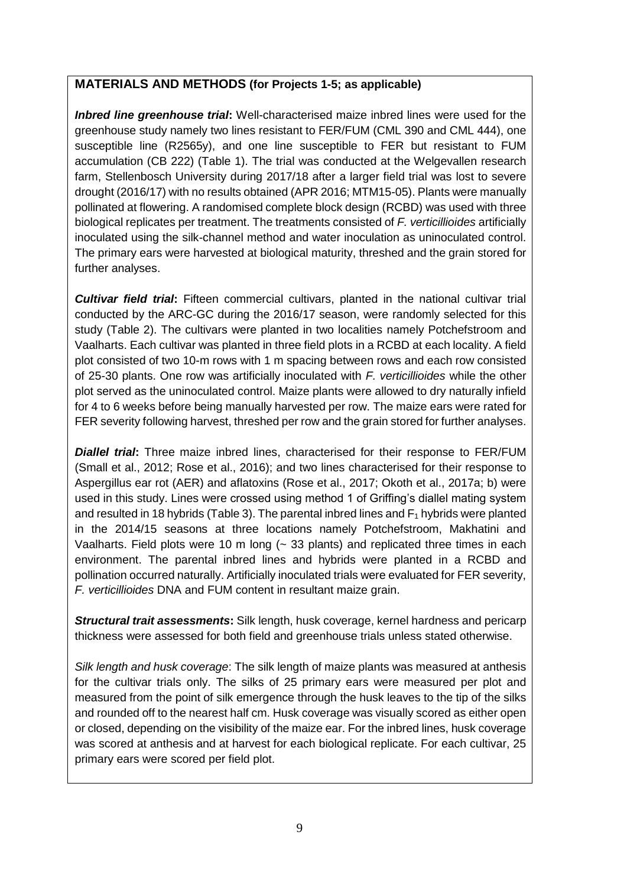## MATERIALS AND METHODS (for Projects 1-5; as applicable)

***Inbred line greenhouse trial*:** Well-characterised maize inbred lines were used for the greenhouse study namely two lines resistant to FER/FUM (CML 390 and CML 444), one susceptible line (R2565y), and one line susceptible to FER but resistant to FUM accumulation (CB 222) (Table 1). The trial was conducted at the Welgevallen research farm, Stellenbosch University during 2017/18 after a larger field trial was lost to severe drought (2016/17) with no results obtained (APR 2016; MTM15-05). Plants were manually pollinated at flowering. A randomised complete block design (RCBD) was used with three biological replicates per treatment. The treatments consisted of *F. verticillioides* artificially inoculated using the silk-channel method and water inoculation as uninoculated control. The primary ears were harvested at biological maturity, threshed and the grain stored for further analyses.

***Cultivar field trial*:** Fifteen commercial cultivars, planted in the national cultivar trial conducted by the ARC-GC during the 2016/17 season, were randomly selected for this study (Table 2). The cultivars were planted in two localities namely Potchefstroom and Vaalharts. Each cultivar was planted in three field plots in a RCBD at each locality. A field plot consisted of two 10-m rows with 1 m spacing between rows and each row consisted of 25-30 plants. One row was artificially inoculated with *F. verticillioides* while the other plot served as the uninoculated control. Maize plants were allowed to dry naturally infield for 4 to 6 weeks before being manually harvested per row. The maize ears were rated for FER severity following harvest, threshed per row and the grain stored for further analyses.

***Diallel trial*:** Three maize inbred lines, characterised for their response to FER/FUM (Small et al., 2012; Rose et al., 2016); and two lines characterised for their response to Aspergillus ear rot (AER) and aflatoxins (Rose et al., 2017; Okoth et al., 2017a; b) were used in this study. Lines were crossed using method 1 of Griffing's diallel mating system and resulted in 18 hybrids (Table 3). The parental inbred lines and $F_1$ hybrids were planted in the 2014/15 seasons at three locations namely Potchefstroom, Makhatini and Vaalharts. Field plots were 10 m long (~ 33 plants) and replicated three times in each environment. The parental inbred lines and hybrids were planted in a RCBD and pollination occurred naturally. Artificially inoculated trials were evaluated for FER severity, *F. verticillioides* DNA and FUM content in resultant maize grain.

***Structural trait assessments*:** Silk length, husk coverage, kernel hardness and pericarp thickness were assessed for both field and greenhouse trials unless stated otherwise.

*Silk length and husk coverage*: The silk length of maize plants was measured at anthesis for the cultivar trials only. The silks of 25 primary ears were measured per plot and measured from the point of silk emergence through the husk leaves to the tip of the silks and rounded off to the nearest half cm. Husk coverage was visually scored as either open or closed, depending on the visibility of the maize ear. For the inbred lines, husk coverage was scored at anthesis and at harvest for each biological replicate. For each cultivar, 25 primary ears were scored per field plot.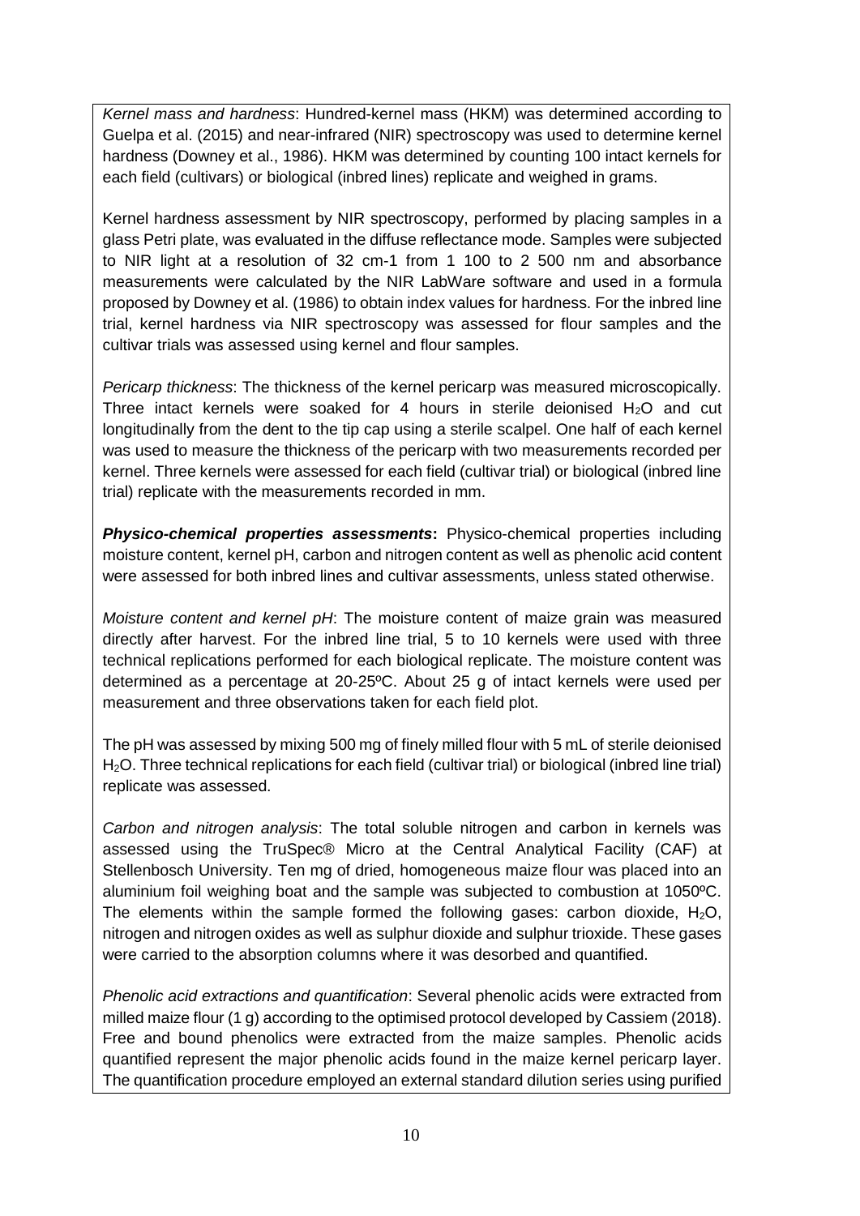*Kernel mass and hardness*: Hundred-kernel mass (HKM) was determined according to Guelpa et al. (2015) and near-infrared (NIR) spectroscopy was used to determine kernel hardness (Downey et al., 1986). HKM was determined by counting 100 intact kernels for each field (cultivars) or biological (inbred lines) replicate and weighed in grams.

Kernel hardness assessment by NIR spectroscopy, performed by placing samples in a glass Petri plate, was evaluated in the diffuse reflectance mode. Samples were subjected to NIR light at a resolution of 32 cm-1 from 1 100 to 2 500 nm and absorbance measurements were calculated by the NIR LabWare software and used in a formula proposed by Downey et al. (1986) to obtain index values for hardness. For the inbred line trial, kernel hardness via NIR spectroscopy was assessed for flour samples and the cultivar trials was assessed using kernel and flour samples.

*Pericarp thickness*: The thickness of the kernel pericarp was measured microscopically. Three intact kernels were soaked for 4 hours in sterile deionised $H_2O$ and cut longitudinally from the dent to the tip cap using a sterile scalpel. One half of each kernel was used to measure the thickness of the pericarp with two measurements recorded per kernel. Three kernels were assessed for each field (cultivar trial) or biological (inbred line trial) replicate with the measurements recorded in mm.

***Physico-chemical properties assessments*****:** Physico-chemical properties including moisture content, kernel pH, carbon and nitrogen content as well as phenolic acid content were assessed for both inbred lines and cultivar assessments, unless stated otherwise.

*Moisture content and kernel pH*: The moisture content of maize grain was measured directly after harvest. For the inbred line trial, 5 to 10 kernels were used with three technical replications performed for each biological replicate. The moisture content was determined as a percentage at 20-25ºC. About 25 g of intact kernels were used per measurement and three observations taken for each field plot.

The pH was assessed by mixing 500 mg of finely milled flour with 5 mL of sterile deionised $H_2O$. Three technical replications for each field (cultivar trial) or biological (inbred line trial) replicate was assessed.

*Carbon and nitrogen analysis*: The total soluble nitrogen and carbon in kernels was assessed using the TruSpec® Micro at the Central Analytical Facility (CAF) at Stellenbosch University. Ten mg of dried, homogeneous maize flour was placed into an aluminium foil weighing boat and the sample was subjected to combustion at 1050ºC. The elements within the sample formed the following gases: carbon dioxide, $H_2O$, nitrogen and nitrogen oxides as well as sulphur dioxide and sulphur trioxide. These gases were carried to the absorption columns where it was desorbed and quantified.

*Phenolic acid extractions and quantification*: Several phenolic acids were extracted from milled maize flour (1 g) according to the optimised protocol developed by Cassiem (2018). Free and bound phenolics were extracted from the maize samples. Phenolic acids quantified represent the major phenolic acids found in the maize kernel pericarp layer. The quantification procedure employed an external standard dilution series using purified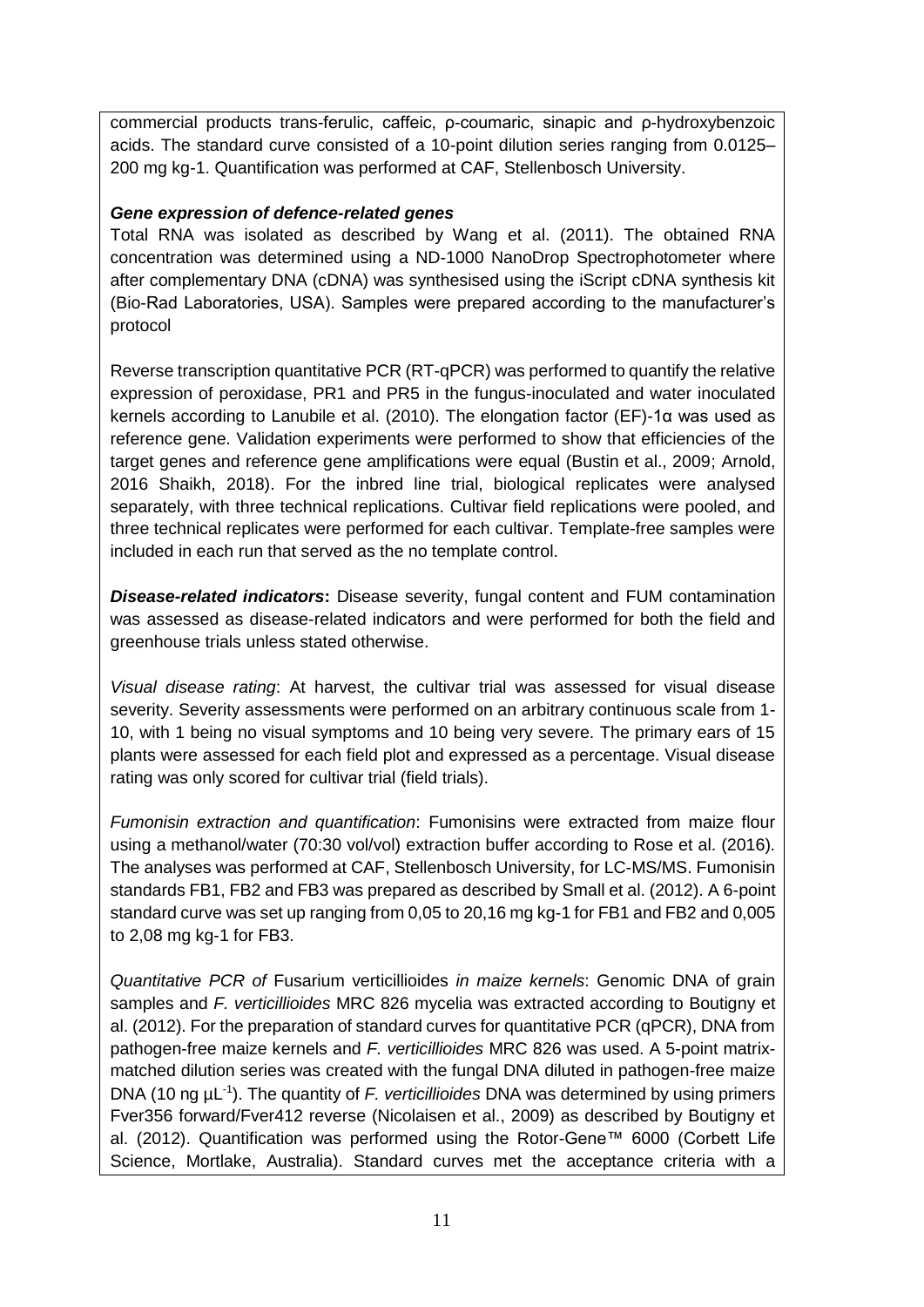commercial products trans-ferulic, caffeic, ρ-coumaric, sinapic and ρ-hydroxybenzoic acids. The standard curve consisted of a 10-point dilution series ranging from 0.0125–200 mg kg-1. Quantification was performed at CAF, Stellenbosch University.

***Gene expression of defence-related genes***

Total RNA was isolated as described by Wang et al. (2011). The obtained RNA concentration was determined using a ND-1000 NanoDrop Spectrophotometer where after complementary DNA (cDNA) was synthesised using the iScript cDNA synthesis kit (Bio-Rad Laboratories, USA). Samples were prepared according to the manufacturer's protocol

Reverse transcription quantitative PCR (RT-qPCR) was performed to quantify the relative expression of peroxidase, PR1 and PR5 in the fungus-inoculated and water inoculated kernels according to Lanubile et al. (2010). The elongation factor (EF)-1α was used as reference gene. Validation experiments were performed to show that efficiencies of the target genes and reference gene amplifications were equal (Bustin et al., 2009; Arnold, 2016 Shaikh, 2018). For the inbred line trial, biological replicates were analysed separately, with three technical replications. Cultivar field replications were pooled, and three technical replicates were performed for each cultivar. Template-free samples were included in each run that served as the no template control.

***Disease-related indicators*:** Disease severity, fungal content and FUM contamination was assessed as disease-related indicators and were performed for both the field and greenhouse trials unless stated otherwise.

*Visual disease rating*: At harvest, the cultivar trial was assessed for visual disease severity. Severity assessments were performed on an arbitrary continuous scale from 1-10, with 1 being no visual symptoms and 10 being very severe. The primary ears of 15 plants were assessed for each field plot and expressed as a percentage. Visual disease rating was only scored for cultivar trial (field trials).

*Fumonisin extraction and quantification*: Fumonisins were extracted from maize flour using a methanol/water (70:30 vol/vol) extraction buffer according to Rose et al. (2016). The analyses was performed at CAF, Stellenbosch University, for LC-MS/MS. Fumonisin standards FB1, FB2 and FB3 was prepared as described by Small et al. (2012). A 6-point standard curve was set up ranging from 0,05 to 20,16 mg kg-1 for FB1 and FB2 and 0,005 to 2,08 mg kg-1 for FB3.

*Quantitative PCR of* Fusarium verticillioides *in maize kernels*: Genomic DNA of grain samples and *F. verticillioides* MRC 826 mycelia was extracted according to Boutigny et al. (2012). For the preparation of standard curves for quantitative PCR (qPCR), DNA from pathogen-free maize kernels and *F. verticillioides* MRC 826 was used. A 5-point matrix-matched dilution series was created with the fungal DNA diluted in pathogen-free maize DNA (10 ng $\mu L^{-1}$). The quantity of *F. verticillioides* DNA was determined by using primers Fver356 forward/Fver412 reverse (Nicolaisen et al., 2009) as described by Boutigny et al. (2012). Quantification was performed using the Rotor-Gene™ 6000 (Corbett Life Science, Mortlake, Australia). Standard curves met the acceptance criteria with a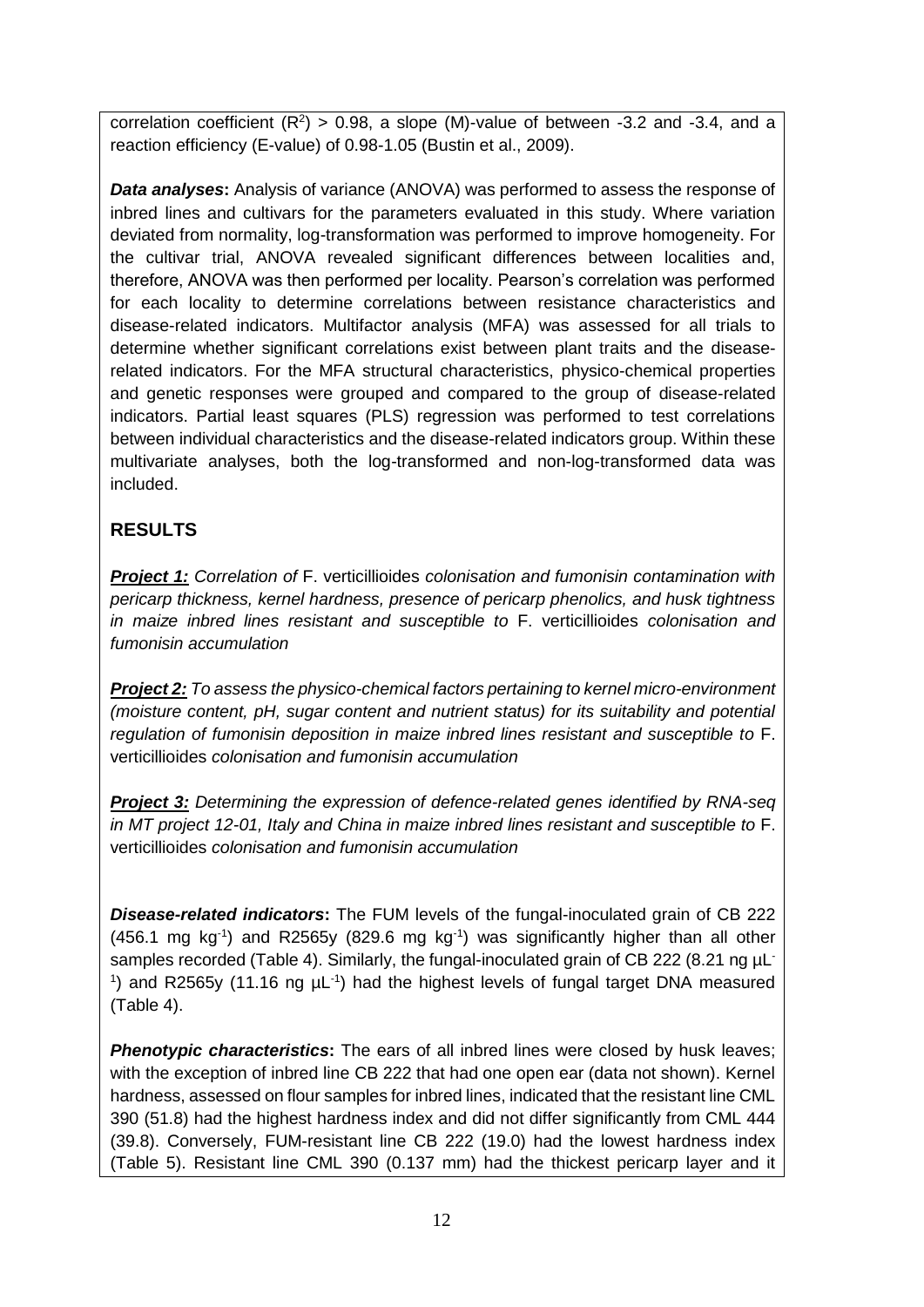correlation coefficient ($R^2$) > 0.98, a slope (M)-value of between -3.2 and -3.4, and a reaction efficiency (E-value) of 0.98-1.05 (Bustin et al., 2009).

***Data analyses*:** Analysis of variance (ANOVA) was performed to assess the response of inbred lines and cultivars for the parameters evaluated in this study. Where variation deviated from normality, log-transformation was performed to improve homogeneity. For the cultivar trial, ANOVA revealed significant differences between localities and, therefore, ANOVA was then performed per locality. Pearson's correlation was performed for each locality to determine correlations between resistance characteristics and disease-related indicators. Multifactor analysis (MFA) was assessed for all trials to determine whether significant correlations exist between plant traits and the disease-related indicators. For the MFA structural characteristics, physico-chemical properties and genetic responses were grouped and compared to the group of disease-related indicators. Partial least squares (PLS) regression was performed to test correlations between individual characteristics and the disease-related indicators group. Within these multivariate analyses, both the log-transformed and non-log-transformed data was included.

## RESULTS

***Project 1:*** *Correlation of* F. verticillioides *colonisation and fumonisin contamination with pericarp thickness, kernel hardness, presence of pericarp phenolics, and husk tightness in maize inbred lines resistant and susceptible to* F. verticillioides *colonisation and fumonisin accumulation*

***Project 2:*** *To assess the physico-chemical factors pertaining to kernel micro-environment (moisture content, pH, sugar content and nutrient status) for its suitability and potential regulation of fumonisin deposition in maize inbred lines resistant and susceptible to* F. verticillioides *colonisation and fumonisin accumulation*

***Project 3:*** *Determining the expression of defence-related genes identified by RNA-seq in MT project 12-01, Italy and China in maize inbred lines resistant and susceptible to* F. verticillioides *colonisation and fumonisin accumulation*

***Disease-related indicators*:** The FUM levels of the fungal-inoculated grain of CB 222 (456.1 mg $kg^{-1}$) and R2565y (829.6 mg $kg^{-1}$) was significantly higher than all other samples recorded (Table 4). Similarly, the fungal-inoculated grain of CB 222 (8.21 ng $\mu L^{-1}$) and R2565y (11.16 ng $\mu L^{-1}$) had the highest levels of fungal target DNA measured (Table 4).

***Phenotypic characteristics*:** The ears of all inbred lines were closed by husk leaves; with the exception of inbred line CB 222 that had one open ear (data not shown). Kernel hardness, assessed on flour samples for inbred lines, indicated that the resistant line CML 390 (51.8) had the highest hardness index and did not differ significantly from CML 444 (39.8). Conversely, FUM-resistant line CB 222 (19.0) had the lowest hardness index (Table 5). Resistant line CML 390 (0.137 mm) had the thickest pericarp layer and it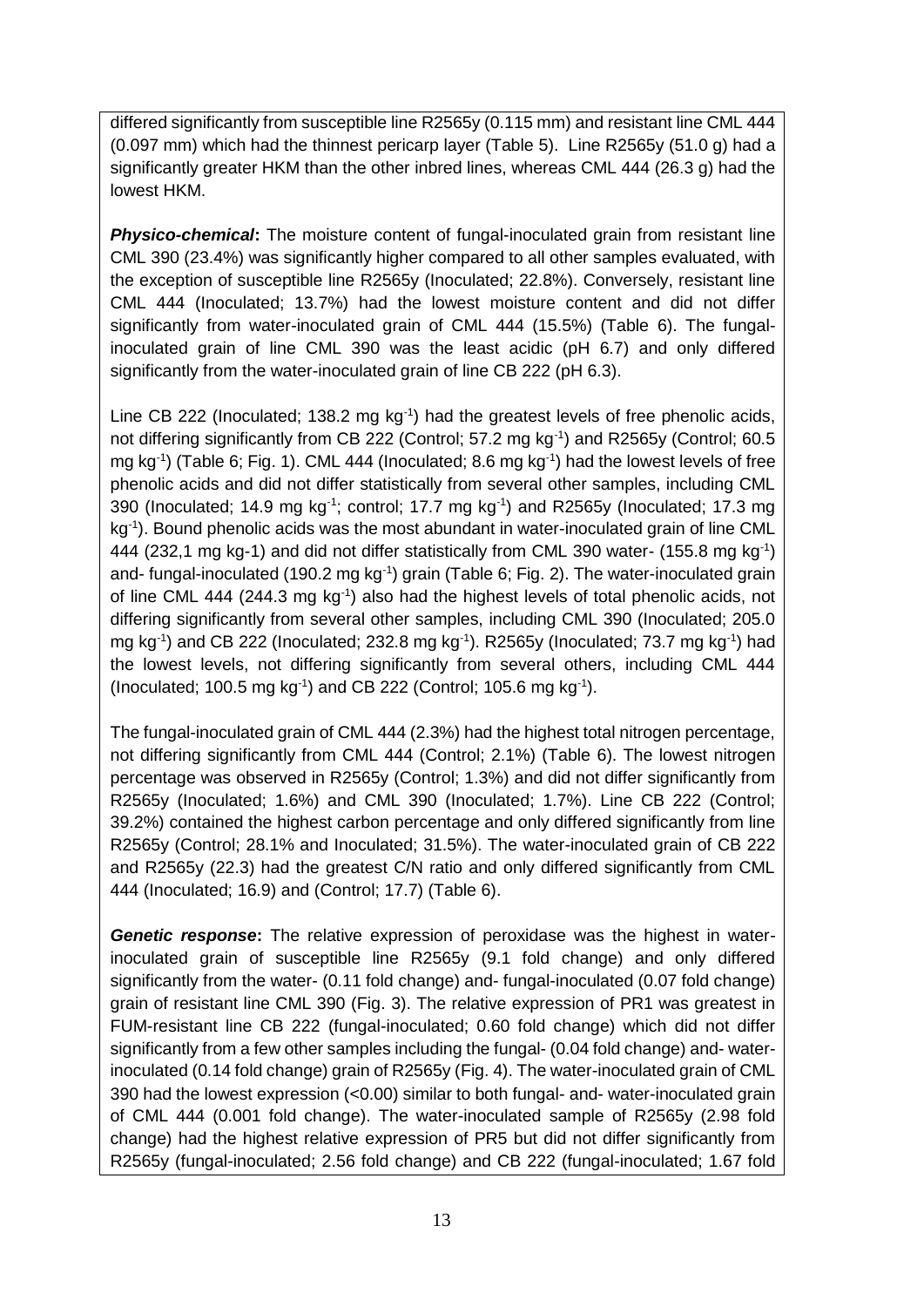differed significantly from susceptible line R2565y (0.115 mm) and resistant line CML 444 (0.097 mm) which had the thinnest pericarp layer (Table 5). Line R2565y (51.0 g) had a significantly greater HKM than the other inbred lines, whereas CML 444 (26.3 g) had the lowest HKM.

***Physico-chemical*:** The moisture content of fungal-inoculated grain from resistant line CML 390 (23.4%) was significantly higher compared to all other samples evaluated, with the exception of susceptible line R2565y (Inoculated; 22.8%). Conversely, resistant line CML 444 (Inoculated; 13.7%) had the lowest moisture content and did not differ significantly from water-inoculated grain of CML 444 (15.5%) (Table 6). The fungal-inoculated grain of line CML 390 was the least acidic (pH 6.7) and only differed significantly from the water-inoculated grain of line CB 222 (pH 6.3).

Line CB 222 (Inoculated; 138.2 mg $kg^{-1}$) had the greatest levels of free phenolic acids, not differing significantly from CB 222 (Control; 57.2 mg $kg^{-1}$) and R2565y (Control; 60.5 mg $kg^{-1}$) (Table 6; Fig. 1). CML 444 (Inoculated; 8.6 mg $kg^{-1}$) had the lowest levels of free phenolic acids and did not differ statistically from several other samples, including CML 390 (Inoculated; 14.9 mg $kg^{-1}$; control; 17.7 mg $kg^{-1}$) and R2565y (Inoculated; 17.3 mg $kg^{-1}$). Bound phenolic acids was the most abundant in water-inoculated grain of line CML 444 (232,1 mg kg-1) and did not differ statistically from CML 390 water- (155.8 mg $kg^{-1}$) and- fungal-inoculated (190.2 mg $kg^{-1}$) grain (Table 6; Fig. 2). The water-inoculated grain of line CML 444 (244.3 mg $kg^{-1}$) also had the highest levels of total phenolic acids, not differing significantly from several other samples, including CML 390 (Inoculated; 205.0 mg $kg^{-1}$) and CB 222 (Inoculated; 232.8 mg $kg^{-1}$). R2565y (Inoculated; 73.7 mg $kg^{-1}$) had the lowest levels, not differing significantly from several others, including CML 444 (Inoculated; 100.5 mg $kg^{-1}$) and CB 222 (Control; 105.6 mg $kg^{-1}$).

The fungal-inoculated grain of CML 444 (2.3%) had the highest total nitrogen percentage, not differing significantly from CML 444 (Control; 2.1%) (Table 6). The lowest nitrogen percentage was observed in R2565y (Control; 1.3%) and did not differ significantly from R2565y (Inoculated; 1.6%) and CML 390 (Inoculated; 1.7%). Line CB 222 (Control; 39.2%) contained the highest carbon percentage and only differed significantly from line R2565y (Control; 28.1% and Inoculated; 31.5%). The water-inoculated grain of CB 222 and R2565y (22.3) had the greatest C/N ratio and only differed significantly from CML 444 (Inoculated; 16.9) and (Control; 17.7) (Table 6).

***Genetic response*:** The relative expression of peroxidase was the highest in water-inoculated grain of susceptible line R2565y (9.1 fold change) and only differed significantly from the water- (0.11 fold change) and- fungal-inoculated (0.07 fold change) grain of resistant line CML 390 (Fig. 3). The relative expression of PR1 was greatest in FUM-resistant line CB 222 (fungal-inoculated; 0.60 fold change) which did not differ significantly from a few other samples including the fungal- (0.04 fold change) and- water-inoculated (0.14 fold change) grain of R2565y (Fig. 4). The water-inoculated grain of CML 390 had the lowest expression (<0.00) similar to both fungal- and- water-inoculated grain of CML 444 (0.001 fold change). The water-inoculated sample of R2565y (2.98 fold change) had the highest relative expression of PR5 but did not differ significantly from R2565y (fungal-inoculated; 2.56 fold change) and CB 222 (fungal-inoculated; 1.67 fold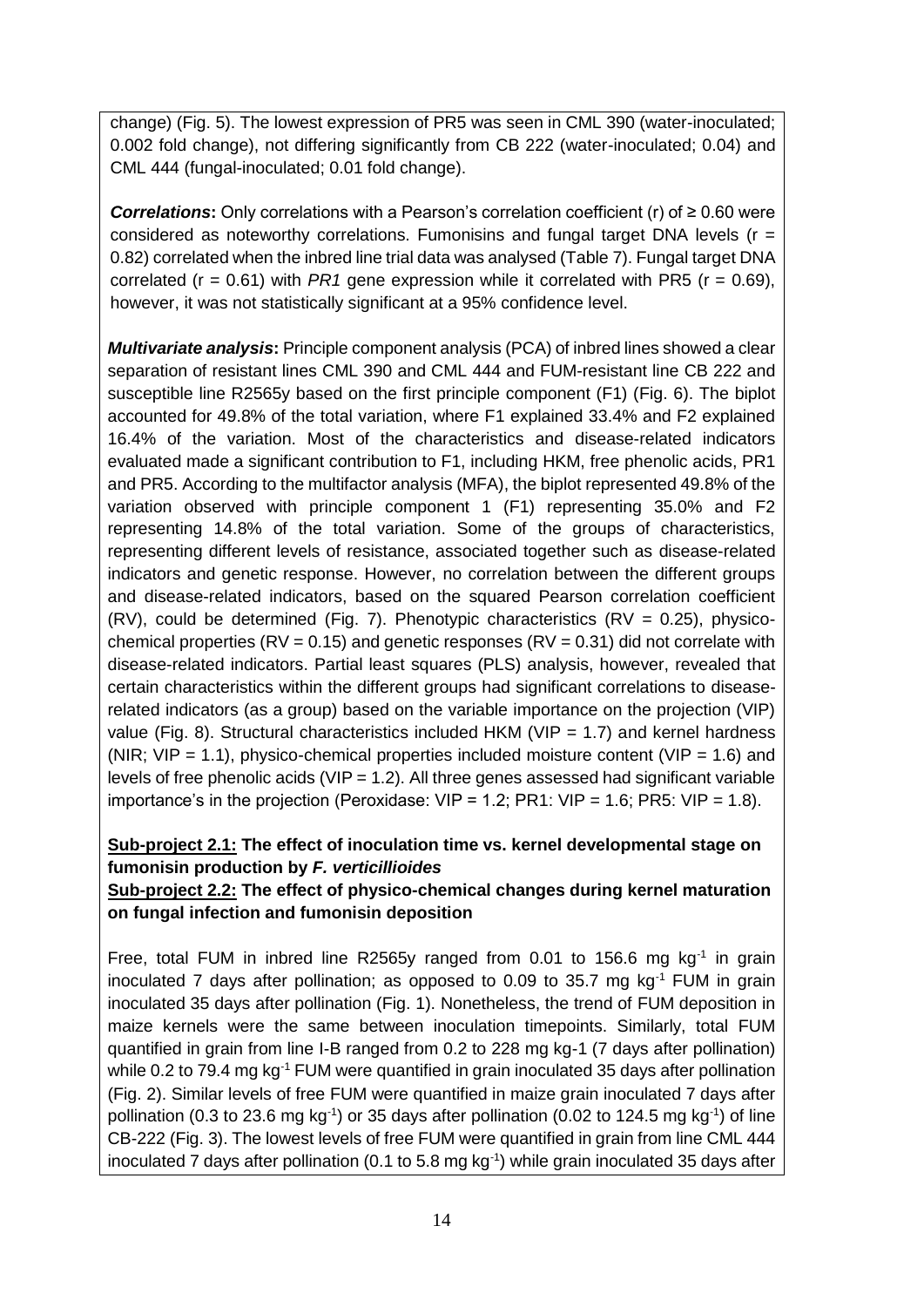change) (Fig. 5). The lowest expression of PR5 was seen in CML 390 (water-inoculated; 0.002 fold change), not differing significantly from CB 222 (water-inoculated; 0.04) and CML 444 (fungal-inoculated; 0.01 fold change).

***Correlations*:** Only correlations with a Pearson's correlation coefficient (r) of ≥ 0.60 were considered as noteworthy correlations. Fumonisins and fungal target DNA levels (r = 0.82) correlated when the inbred line trial data was analysed (Table 7). Fungal target DNA correlated (r = 0.61) with *PR1* gene expression while it correlated with PR5 (r = 0.69), however, it was not statistically significant at a 95% confidence level.

***Multivariate analysis*:** Principle component analysis (PCA) of inbred lines showed a clear separation of resistant lines CML 390 and CML 444 and FUM-resistant line CB 222 and susceptible line R2565y based on the first principle component (F1) (Fig. 6). The biplot accounted for 49.8% of the total variation, where F1 explained 33.4% and F2 explained 16.4% of the variation. Most of the characteristics and disease-related indicators evaluated made a significant contribution to F1, including HKM, free phenolic acids, PR1 and PR5. According to the multifactor analysis (MFA), the biplot represented 49.8% of the variation observed with principle component 1 (F1) representing 35.0% and F2 representing 14.8% of the total variation. Some of the groups of characteristics, representing different levels of resistance, associated together such as disease-related indicators and genetic response. However, no correlation between the different groups and disease-related indicators, based on the squared Pearson correlation coefficient (RV), could be determined (Fig. 7). Phenotypic characteristics (RV = 0.25), physico-chemical properties (RV = 0.15) and genetic responses (RV = 0.31) did not correlate with disease-related indicators. Partial least squares (PLS) analysis, however, revealed that certain characteristics within the different groups had significant correlations to disease-related indicators (as a group) based on the variable importance on the projection (VIP) value (Fig. 8). Structural characteristics included HKM (VIP = 1.7) and kernel hardness (NIR; VIP = 1.1), physico-chemical properties included moisture content (VIP = 1.6) and levels of free phenolic acids (VIP = 1.2). All three genes assessed had significant variable importance's in the projection (Peroxidase: VIP = 1.2; PR1: VIP = 1.6; PR5: VIP = 1.8).

**<u>Sub-project 2.1:</u> The effect of inoculation time vs. kernel developmental stage on fumonisin production by *F. verticillioides***

**<u>Sub-project 2.2:</u> The effect of physico-chemical changes during kernel maturation on fungal infection and fumonisin deposition**

Free, total FUM in inbred line R2565y ranged from 0.01 to 156.6 mg kg$^{-1}$ in grain inoculated 7 days after pollination; as opposed to 0.09 to 35.7 mg kg$^{-1}$ FUM in grain inoculated 35 days after pollination (Fig. 1). Nonetheless, the trend of FUM deposition in maize kernels were the same between inoculation timepoints. Similarly, total FUM quantified in grain from line I-B ranged from 0.2 to 228 mg kg-1 (7 days after pollination) while 0.2 to 79.4 mg kg$^{-1}$ FUM were quantified in grain inoculated 35 days after pollination (Fig. 2). Similar levels of free FUM were quantified in maize grain inoculated 7 days after pollination (0.3 to 23.6 mg kg$^{-1}$) or 35 days after pollination (0.02 to 124.5 mg kg$^{-1}$) of line CB-222 (Fig. 3). The lowest levels of free FUM were quantified in grain from line CML 444 inoculated 7 days after pollination (0.1 to 5.8 mg kg$^{-1}$) while grain inoculated 35 days after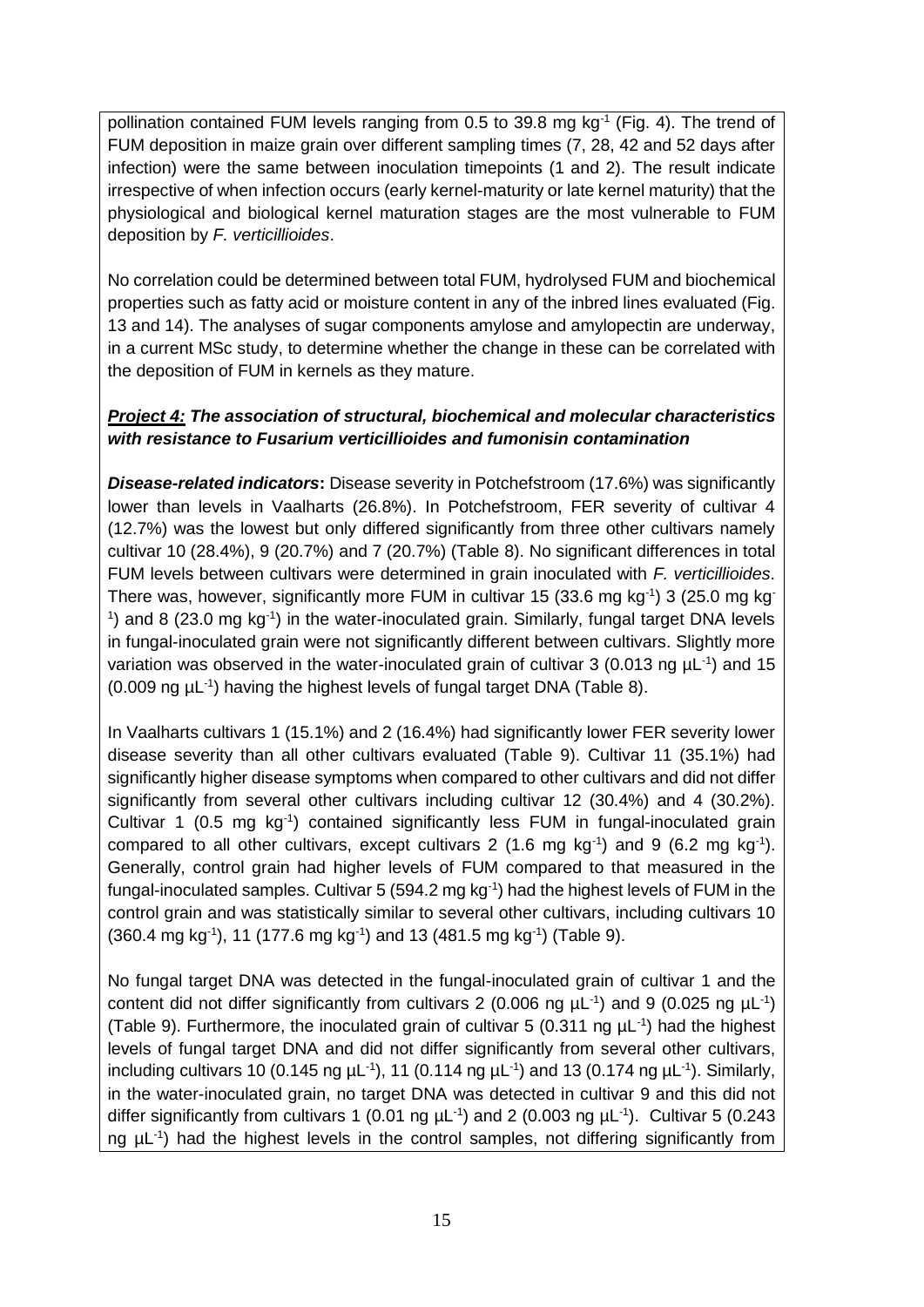pollination contained FUM levels ranging from 0.5 to 39.8 mg kg$^{-1}$ (Fig. 4). The trend of FUM deposition in maize grain over different sampling times (7, 28, 42 and 52 days after infection) were the same between inoculation timepoints (1 and 2). The result indicate irrespective of when infection occurs (early kernel-maturity or late kernel maturity) that the physiological and biological kernel maturation stages are the most vulnerable to FUM deposition by *F. verticillioides*.

No correlation could be determined between total FUM, hydrolysed FUM and biochemical properties such as fatty acid or moisture content in any of the inbred lines evaluated (Fig. 13 and 14). The analyses of sugar components amylose and amylopectin are underway, in a current MSc study, to determine whether the change in these can be correlated with the deposition of FUM in kernels as they mature.

***Project 4:* *The association of structural, biochemical and molecular characteristics with resistance to Fusarium verticillioides and fumonisin contamination***

***Disease-related indicators*:** Disease severity in Potchefstroom (17.6%) was significantly lower than levels in Vaalharts (26.8%). In Potchefstroom, FER severity of cultivar 4 (12.7%) was the lowest but only differed significantly from three other cultivars namely cultivar 10 (28.4%), 9 (20.7%) and 7 (20.7%) (Table 8). No significant differences in total FUM levels between cultivars were determined in grain inoculated with *F. verticillioides*. There was, however, significantly more FUM in cultivar 15 (33.6 mg kg$^{-1}$) 3 (25.0 mg kg$^{-1}$) and 8 (23.0 mg kg$^{-1}$) in the water-inoculated grain. Similarly, fungal target DNA levels in fungal-inoculated grain were not significantly different between cultivars. Slightly more variation was observed in the water-inoculated grain of cultivar 3 (0.013 ng µL$^{-1}$) and 15 (0.009 ng µL$^{-1}$) having the highest levels of fungal target DNA (Table 8).

In Vaalharts cultivars 1 (15.1%) and 2 (16.4%) had significantly lower FER severity lower disease severity than all other cultivars evaluated (Table 9). Cultivar 11 (35.1%) had significantly higher disease symptoms when compared to other cultivars and did not differ significantly from several other cultivars including cultivar 12 (30.4%) and 4 (30.2%). Cultivar 1 (0.5 mg kg$^{-1}$) contained significantly less FUM in fungal-inoculated grain compared to all other cultivars, except cultivars 2 (1.6 mg kg$^{-1}$) and 9 (6.2 mg kg$^{-1}$). Generally, control grain had higher levels of FUM compared to that measured in the fungal-inoculated samples. Cultivar 5 (594.2 mg kg$^{-1}$) had the highest levels of FUM in the control grain and was statistically similar to several other cultivars, including cultivars 10 (360.4 mg kg$^{-1}$), 11 (177.6 mg kg$^{-1}$) and 13 (481.5 mg kg$^{-1}$) (Table 9).

No fungal target DNA was detected in the fungal-inoculated grain of cultivar 1 and the content did not differ significantly from cultivars 2 (0.006 ng µL$^{-1}$) and 9 (0.025 ng µL$^{-1}$) (Table 9). Furthermore, the inoculated grain of cultivar 5 (0.311 ng µL$^{-1}$) had the highest levels of fungal target DNA and did not differ significantly from several other cultivars, including cultivars 10 (0.145 ng µL$^{-1}$), 11 (0.114 ng µL$^{-1}$) and 13 (0.174 ng µL$^{-1}$). Similarly, in the water-inoculated grain, no target DNA was detected in cultivar 9 and this did not differ significantly from cultivars 1 (0.01 ng µL$^{-1}$) and 2 (0.003 ng µL$^{-1}$). Cultivar 5 (0.243 ng µL$^{-1}$) had the highest levels in the control samples, not differing significantly from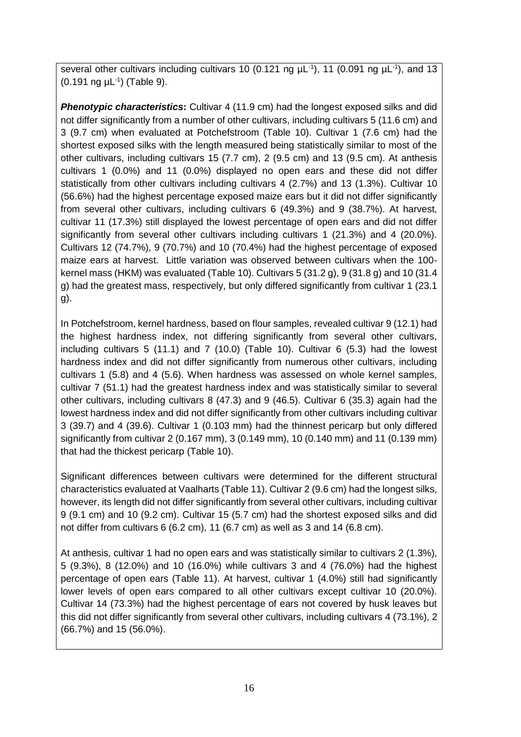several other cultivars including cultivars 10 (0.121 ng $\mu L^{-1}$), 11 (0.091 ng $\mu L^{-1}$), and 13 (0.191 ng $\mu L^{-1}$) (Table 9).

***Phenotypic characteristics*:** Cultivar 4 (11.9 cm) had the longest exposed silks and did not differ significantly from a number of other cultivars, including cultivars 5 (11.6 cm) and 3 (9.7 cm) when evaluated at Potchefstroom (Table 10). Cultivar 1 (7.6 cm) had the shortest exposed silks with the length measured being statistically similar to most of the other cultivars, including cultivars 15 (7.7 cm), 2 (9.5 cm) and 13 (9.5 cm). At anthesis cultivars 1 (0.0%) and 11 (0.0%) displayed no open ears and these did not differ statistically from other cultivars including cultivars 4 (2.7%) and 13 (1.3%). Cultivar 10 (56.6%) had the highest percentage exposed maize ears but it did not differ significantly from several other cultivars, including cultivars 6 (49.3%) and 9 (38.7%). At harvest, cultivar 11 (17.3%) still displayed the lowest percentage of open ears and did not differ significantly from several other cultivars including cultivars 1 (21.3%) and 4 (20.0%). Cultivars 12 (74.7%), 9 (70.7%) and 10 (70.4%) had the highest percentage of exposed maize ears at harvest. Little variation was observed between cultivars when the 100-kernel mass (HKM) was evaluated (Table 10). Cultivars 5 (31.2 g), 9 (31.8 g) and 10 (31.4 g) had the greatest mass, respectively, but only differed significantly from cultivar 1 (23.1 g).

In Potchefstroom, kernel hardness, based on flour samples, revealed cultivar 9 (12.1) had the highest hardness index, not differing significantly from several other cultivars, including cultivars 5 (11.1) and 7 (10.0) (Table 10). Cultivar 6 (5.3) had the lowest hardness index and did not differ significantly from numerous other cultivars, including cultivars 1 (5.8) and 4 (5.6). When hardness was assessed on whole kernel samples, cultivar 7 (51.1) had the greatest hardness index and was statistically similar to several other cultivars, including cultivars 8 (47.3) and 9 (46.5). Cultivar 6 (35.3) again had the lowest hardness index and did not differ significantly from other cultivars including cultivar 3 (39.7) and 4 (39.6). Cultivar 1 (0.103 mm) had the thinnest pericarp but only differed significantly from cultivar 2 (0.167 mm), 3 (0.149 mm), 10 (0.140 mm) and 11 (0.139 mm) that had the thickest pericarp (Table 10).

Significant differences between cultivars were determined for the different structural characteristics evaluated at Vaalharts (Table 11). Cultivar 2 (9.6 cm) had the longest silks, however, its length did not differ significantly from several other cultivars, including cultivar 9 (9.1 cm) and 10 (9.2 cm). Cultivar 15 (5.7 cm) had the shortest exposed silks and did not differ from cultivars 6 (6.2 cm), 11 (6.7 cm) as well as 3 and 14 (6.8 cm).

At anthesis, cultivar 1 had no open ears and was statistically similar to cultivars 2 (1.3%), 5 (9.3%), 8 (12.0%) and 10 (16.0%) while cultivars 3 and 4 (76.0%) had the highest percentage of open ears (Table 11). At harvest, cultivar 1 (4.0%) still had significantly lower levels of open ears compared to all other cultivars except cultivar 10 (20.0%). Cultivar 14 (73.3%) had the highest percentage of ears not covered by husk leaves but this did not differ significantly from several other cultivars, including cultivars 4 (73.1%), 2 (66.7%) and 15 (56.0%).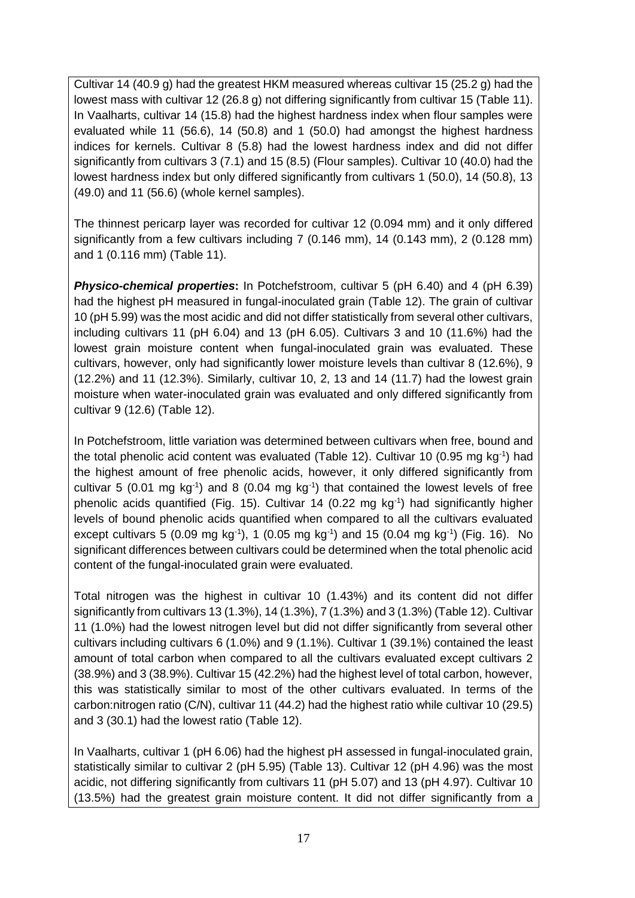Cultivar 14 (40.9 g) had the greatest HKM measured whereas cultivar 15 (25.2 g) had the lowest mass with cultivar 12 (26.8 g) not differing significantly from cultivar 15 (Table 11). In Vaalharts, cultivar 14 (15.8) had the highest hardness index when flour samples were evaluated while 11 (56.6), 14 (50.8) and 1 (50.0) had amongst the highest hardness indices for kernels. Cultivar 8 (5.8) had the lowest hardness index and did not differ significantly from cultivars 3 (7.1) and 15 (8.5) (Flour samples). Cultivar 10 (40.0) had the lowest hardness index but only differed significantly from cultivars 1 (50.0), 14 (50.8), 13 (49.0) and 11 (56.6) (whole kernel samples).

The thinnest pericarp layer was recorded for cultivar 12 (0.094 mm) and it only differed significantly from a few cultivars including 7 (0.146 mm), 14 (0.143 mm), 2 (0.128 mm) and 1 (0.116 mm) (Table 11).

***Physico-chemical properties*:** In Potchefstroom, cultivar 5 (pH 6.40) and 4 (pH 6.39) had the highest pH measured in fungal-inoculated grain (Table 12). The grain of cultivar 10 (pH 5.99) was the most acidic and did not differ statistically from several other cultivars, including cultivars 11 (pH 6.04) and 13 (pH 6.05). Cultivars 3 and 10 (11.6%) had the lowest grain moisture content when fungal-inoculated grain was evaluated. These cultivars, however, only had significantly lower moisture levels than cultivar 8 (12.6%), 9 (12.2%) and 11 (12.3%). Similarly, cultivar 10, 2, 13 and 14 (11.7) had the lowest grain moisture when water-inoculated grain was evaluated and only differed significantly from cultivar 9 (12.6) (Table 12).

In Potchefstroom, little variation was determined between cultivars when free, bound and the total phenolic acid content was evaluated (Table 12). Cultivar 10 (0.95 mg $kg^{-1}$) had the highest amount of free phenolic acids, however, it only differed significantly from cultivar 5 (0.01 mg $kg^{-1}$) and 8 (0.04 mg $kg^{-1}$) that contained the lowest levels of free phenolic acids quantified (Fig. 15). Cultivar 14 (0.22 mg $kg^{-1}$) had significantly higher levels of bound phenolic acids quantified when compared to all the cultivars evaluated except cultivars 5 (0.09 mg $kg^{-1}$), 1 (0.05 mg $kg^{-1}$) and 15 (0.04 mg $kg^{-1}$) (Fig. 16). No significant differences between cultivars could be determined when the total phenolic acid content of the fungal-inoculated grain were evaluated.

Total nitrogen was the highest in cultivar 10 (1.43%) and its content did not differ significantly from cultivars 13 (1.3%), 14 (1.3%), 7 (1.3%) and 3 (1.3%) (Table 12). Cultivar 11 (1.0%) had the lowest nitrogen level but did not differ significantly from several other cultivars including cultivars 6 (1.0%) and 9 (1.1%). Cultivar 1 (39.1%) contained the least amount of total carbon when compared to all the cultivars evaluated except cultivars 2 (38.9%) and 3 (38.9%). Cultivar 15 (42.2%) had the highest level of total carbon, however, this was statistically similar to most of the other cultivars evaluated. In terms of the carbon:nitrogen ratio (C/N), cultivar 11 (44.2) had the highest ratio while cultivar 10 (29.5) and 3 (30.1) had the lowest ratio (Table 12).

In Vaalharts, cultivar 1 (pH 6.06) had the highest pH assessed in fungal-inoculated grain, statistically similar to cultivar 2 (pH 5.95) (Table 13). Cultivar 12 (pH 4.96) was the most acidic, not differing significantly from cultivars 11 (pH 5.07) and 13 (pH 4.97). Cultivar 10 (13.5%) had the greatest grain moisture content. It did not differ significantly from a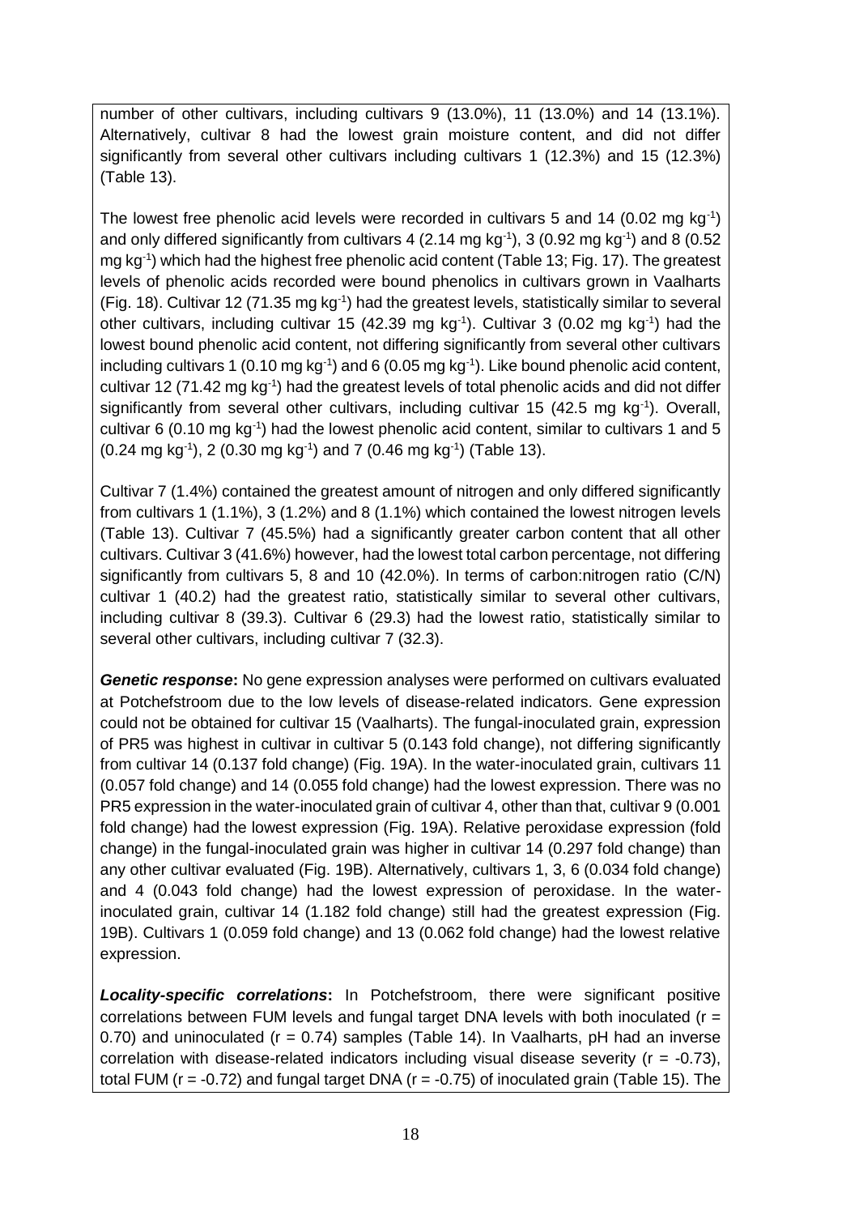number of other cultivars, including cultivars 9 (13.0%), 11 (13.0%) and 14 (13.1%). Alternatively, cultivar 8 had the lowest grain moisture content, and did not differ significantly from several other cultivars including cultivars 1 (12.3%) and 15 (12.3%) (Table 13).

The lowest free phenolic acid levels were recorded in cultivars 5 and 14 (0.02 mg kg$^{-1}$) and only differed significantly from cultivars 4 (2.14 mg kg$^{-1}$), 3 (0.92 mg kg$^{-1}$) and 8 (0.52 mg kg$^{-1}$) which had the highest free phenolic acid content (Table 13; Fig. 17). The greatest levels of phenolic acids recorded were bound phenolics in cultivars grown in Vaalharts (Fig. 18). Cultivar 12 (71.35 mg kg$^{-1}$) had the greatest levels, statistically similar to several other cultivars, including cultivar 15 (42.39 mg kg$^{-1}$). Cultivar 3 (0.02 mg kg$^{-1}$) had the lowest bound phenolic acid content, not differing significantly from several other cultivars including cultivars 1 (0.10 mg kg$^{-1}$) and 6 (0.05 mg kg$^{-1}$). Like bound phenolic acid content, cultivar 12 (71.42 mg kg$^{-1}$) had the greatest levels of total phenolic acids and did not differ significantly from several other cultivars, including cultivar 15 (42.5 mg kg$^{-1}$). Overall, cultivar 6 (0.10 mg kg$^{-1}$) had the lowest phenolic acid content, similar to cultivars 1 and 5 (0.24 mg kg$^{-1}$), 2 (0.30 mg kg$^{-1}$) and 7 (0.46 mg kg$^{-1}$) (Table 13).

Cultivar 7 (1.4%) contained the greatest amount of nitrogen and only differed significantly from cultivars 1 (1.1%), 3 (1.2%) and 8 (1.1%) which contained the lowest nitrogen levels (Table 13). Cultivar 7 (45.5%) had a significantly greater carbon content that all other cultivars. Cultivar 3 (41.6%) however, had the lowest total carbon percentage, not differing significantly from cultivars 5, 8 and 10 (42.0%). In terms of carbon:nitrogen ratio (C/N) cultivar 1 (40.2) had the greatest ratio, statistically similar to several other cultivars, including cultivar 8 (39.3). Cultivar 6 (29.3) had the lowest ratio, statistically similar to several other cultivars, including cultivar 7 (32.3).

***Genetic response*:** No gene expression analyses were performed on cultivars evaluated at Potchefstroom due to the low levels of disease-related indicators. Gene expression could not be obtained for cultivar 15 (Vaalharts). The fungal-inoculated grain, expression of PR5 was highest in cultivar in cultivar 5 (0.143 fold change), not differing significantly from cultivar 14 (0.137 fold change) (Fig. 19A). In the water-inoculated grain, cultivars 11 (0.057 fold change) and 14 (0.055 fold change) had the lowest expression. There was no PR5 expression in the water-inoculated grain of cultivar 4, other than that, cultivar 9 (0.001 fold change) had the lowest expression (Fig. 19A). Relative peroxidase expression (fold change) in the fungal-inoculated grain was higher in cultivar 14 (0.297 fold change) than any other cultivar evaluated (Fig. 19B). Alternatively, cultivars 1, 3, 6 (0.034 fold change) and 4 (0.043 fold change) had the lowest expression of peroxidase. In the water-inoculated grain, cultivar 14 (1.182 fold change) still had the greatest expression (Fig. 19B). Cultivars 1 (0.059 fold change) and 13 (0.062 fold change) had the lowest relative expression.

***Locality-specific correlations*:** In Potchefstroom, there were significant positive correlations between FUM levels and fungal target DNA levels with both inoculated ($r = 0.70$) and uninoculated ($r = 0.74$) samples (Table 14). In Vaalharts, pH had an inverse correlation with disease-related indicators including visual disease severity ($r = -0.73$), total FUM ($r = -0.72$) and fungal target DNA ($r = -0.75$) of inoculated grain (Table 15). The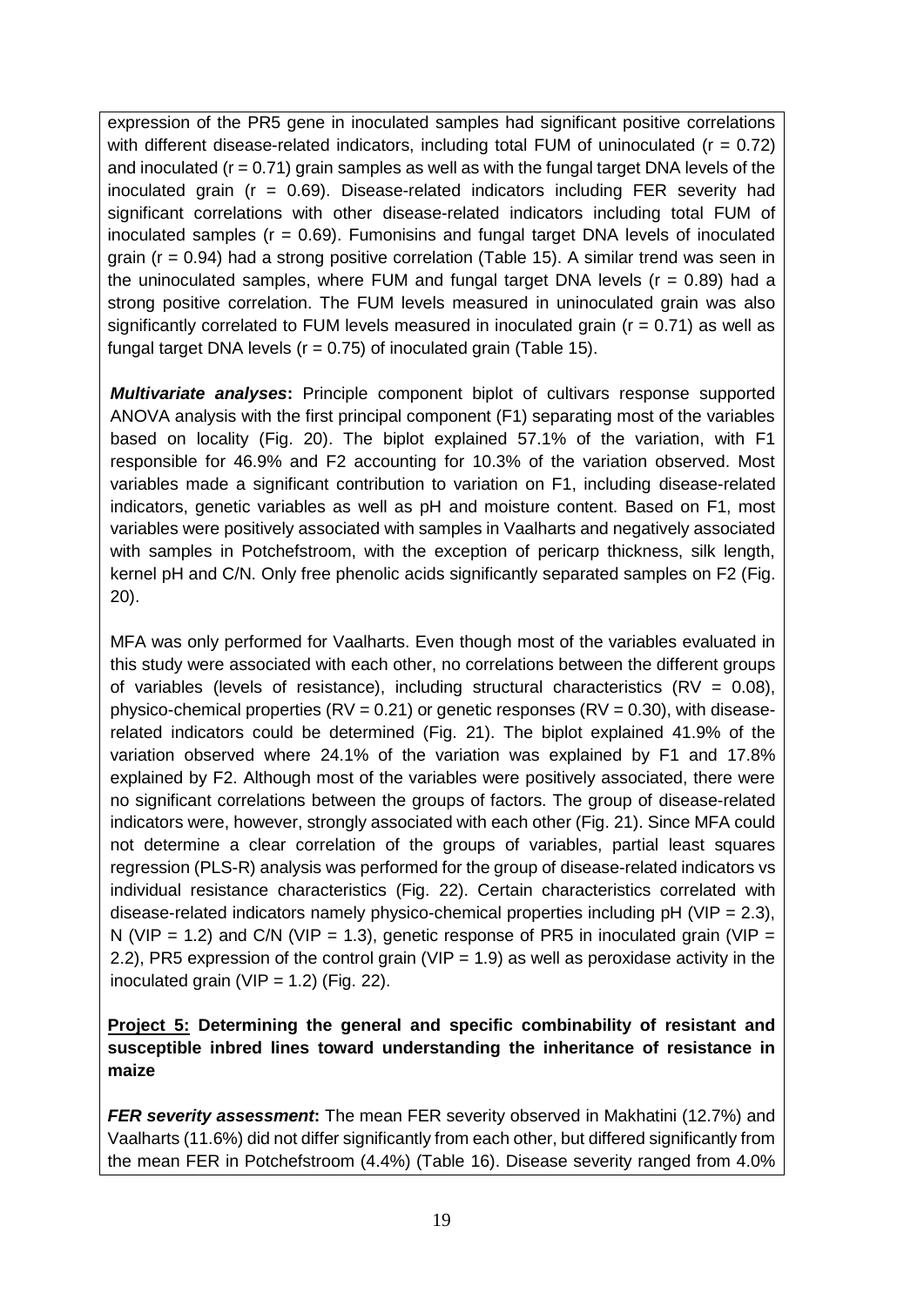expression of the PR5 gene in inoculated samples had significant positive correlations with different disease-related indicators, including total FUM of uninoculated ($r = 0.72$) and inoculated ($r = 0.71$) grain samples as well as with the fungal target DNA levels of the inoculated grain ($r = 0.69$). Disease-related indicators including FER severity had significant correlations with other disease-related indicators including total FUM of inoculated samples ($r = 0.69$). Fumonisins and fungal target DNA levels of inoculated grain ($r = 0.94$) had a strong positive correlation (Table 15). A similar trend was seen in the uninoculated samples, where FUM and fungal target DNA levels ($r = 0.89$) had a strong positive correlation. The FUM levels measured in uninoculated grain was also significantly correlated to FUM levels measured in inoculated grain ($r = 0.71$) as well as fungal target DNA levels ($r = 0.75$) of inoculated grain (Table 15).

***Multivariate analyses*:** Principle component biplot of cultivars response supported ANOVA analysis with the first principal component (F1) separating most of the variables based on locality (Fig. 20). The biplot explained 57.1% of the variation, with F1 responsible for 46.9% and F2 accounting for 10.3% of the variation observed. Most variables made a significant contribution to variation on F1, including disease-related indicators, genetic variables as well as pH and moisture content. Based on F1, most variables were positively associated with samples in Vaalharts and negatively associated with samples in Potchefstroom, with the exception of pericarp thickness, silk length, kernel pH and C/N. Only free phenolic acids significantly separated samples on F2 (Fig. 20).

MFA was only performed for Vaalharts. Even though most of the variables evaluated in this study were associated with each other, no correlations between the different groups of variables (levels of resistance), including structural characteristics (RV = 0.08), physico-chemical properties (RV = 0.21) or genetic responses (RV = 0.30), with disease-related indicators could be determined (Fig. 21). The biplot explained 41.9% of the variation observed where 24.1% of the variation was explained by F1 and 17.8% explained by F2. Although most of the variables were positively associated, there were no significant correlations between the groups of factors. The group of disease-related indicators were, however, strongly associated with each other (Fig. 21). Since MFA could not determine a clear correlation of the groups of variables, partial least squares regression (PLS-R) analysis was performed for the group of disease-related indicators vs individual resistance characteristics (Fig. 22). Certain characteristics correlated with disease-related indicators namely physico-chemical properties including pH (VIP = 2.3), N (VIP = 1.2) and C/N (VIP = 1.3), genetic response of PR5 in inoculated grain (VIP = 2.2), PR5 expression of the control grain (VIP = 1.9) as well as peroxidase activity in the inoculated grain (VIP = 1.2) (Fig. 22).

**<u>Project 5:</u> Determining the general and specific combinability of resistant and susceptible inbred lines toward understanding the inheritance of resistance in maize**

***FER severity assessment*:** The mean FER severity observed in Makhatini (12.7%) and Vaalharts (11.6%) did not differ significantly from each other, but differed significantly from the mean FER in Potchefstroom (4.4%) (Table 16). Disease severity ranged from 4.0%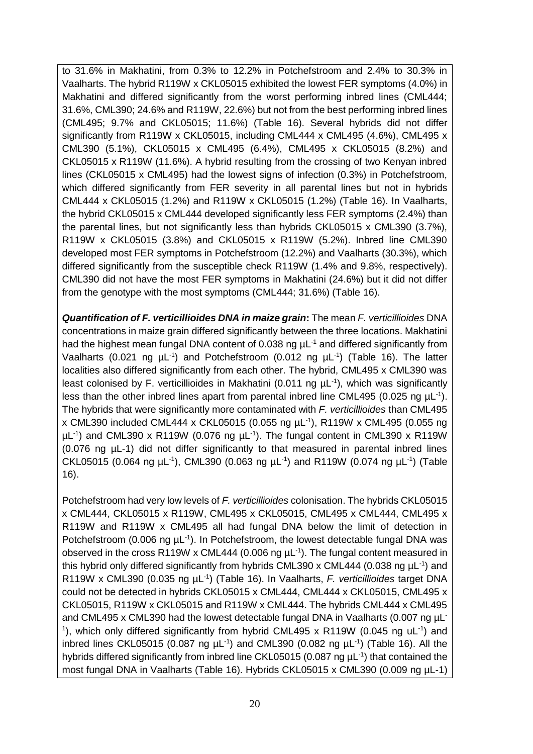to 31.6% in Makhatini, from 0.3% to 12.2% in Potchefstroom and 2.4% to 30.3% in Vaalharts. The hybrid R119W x CKL05015 exhibited the lowest FER symptoms (4.0%) in Makhatini and differed significantly from the worst performing inbred lines (CML444; 31.6%, CML390; 24.6% and R119W, 22.6%) but not from the best performing inbred lines (CML495; 9.7% and CKL05015; 11.6%) (Table 16). Several hybrids did not differ significantly from R119W x CKL05015, including CML444 x CML495 (4.6%), CML495 x CML390 (5.1%), CKL05015 x CML495 (6.4%), CML495 x CKL05015 (8.2%) and CKL05015 x R119W (11.6%). A hybrid resulting from the crossing of two Kenyan inbred lines (CKL05015 x CML495) had the lowest signs of infection (0.3%) in Potchefstroom, which differed significantly from FER severity in all parental lines but not in hybrids CML444 x CKL05015 (1.2%) and R119W x CKL05015 (1.2%) (Table 16). In Vaalharts, the hybrid CKL05015 x CML444 developed significantly less FER symptoms (2.4%) than the parental lines, but not significantly less than hybrids CKL05015 x CML390 (3.7%), R119W x CKL05015 (3.8%) and CKL05015 x R119W (5.2%). Inbred line CML390 developed most FER symptoms in Potchefstroom (12.2%) and Vaalharts (30.3%), which differed significantly from the susceptible check R119W (1.4% and 9.8%, respectively). CML390 did not have the most FER symptoms in Makhatini (24.6%) but it did not differ from the genotype with the most symptoms (CML444; 31.6%) (Table 16).

***Quantification of F. verticillioides DNA in maize grain*:** The mean *F. verticillioides* DNA concentrations in maize grain differed significantly between the three locations. Makhatini had the highest mean fungal DNA content of 0.038 ng $\mu L^{-1}$ and differed significantly from Vaalharts (0.021 ng $\mu L^{-1}$) and Potchefstroom (0.012 ng $\mu L^{-1}$) (Table 16). The latter localities also differed significantly from each other. The hybrid, CML495 x CML390 was least colonised by F. verticillioides in Makhatini (0.011 ng $\mu L^{-1}$), which was significantly less than the other inbred lines apart from parental inbred line CML495 (0.025 ng $\mu L^{-1}$). The hybrids that were significantly more contaminated with *F. verticillioides* than CML495 x CML390 included CML444 x CKL05015 (0.055 ng $\mu L^{-1}$), R119W x CML495 (0.055 ng $\mu L^{-1}$) and CML390 x R119W (0.076 ng $\mu L^{-1}$). The fungal content in CML390 x R119W (0.076 ng µL-1) did not differ significantly to that measured in parental inbred lines CKL05015 (0.064 ng $\mu L^{-1}$), CML390 (0.063 ng $\mu L^{-1}$) and R119W (0.074 ng $\mu L^{-1}$) (Table 16).

Potchefstroom had very low levels of *F. verticillioides* colonisation. The hybrids CKL05015 x CML444, CKL05015 x R119W, CML495 x CKL05015, CML495 x CML444, CML495 x R119W and R119W x CML495 all had fungal DNA below the limit of detection in Potchefstroom (0.006 ng $\mu L^{-1}$). In Potchefstroom, the lowest detectable fungal DNA was observed in the cross R119W x CML444 (0.006 ng $\mu L^{-1}$). The fungal content measured in this hybrid only differed significantly from hybrids CML390 x CML444 (0.038 ng $\mu L^{-1}$) and R119W x CML390 (0.035 ng $\mu L^{-1}$) (Table 16). In Vaalharts, *F. verticillioides* target DNA could not be detected in hybrids CKL05015 x CML444, CML444 x CKL05015, CML495 x CKL05015, R119W x CKL05015 and R119W x CML444. The hybrids CML444 x CML495 and CML495 x CML390 had the lowest detectable fungal DNA in Vaalharts (0.007 ng $\mu L^{-1}$), which only differed significantly from hybrid CML495 x R119W (0.045 ng $uL^{-1}$) and inbred lines CKL05015 (0.087 ng $\mu L^{-1}$) and CML390 (0.082 ng $\mu L^{-1}$) (Table 16). All the hybrids differed significantly from inbred line CKL05015 (0.087 ng $\mu L^{-1}$) that contained the most fungal DNA in Vaalharts (Table 16). Hybrids CKL05015 x CML390 (0.009 ng µL-1)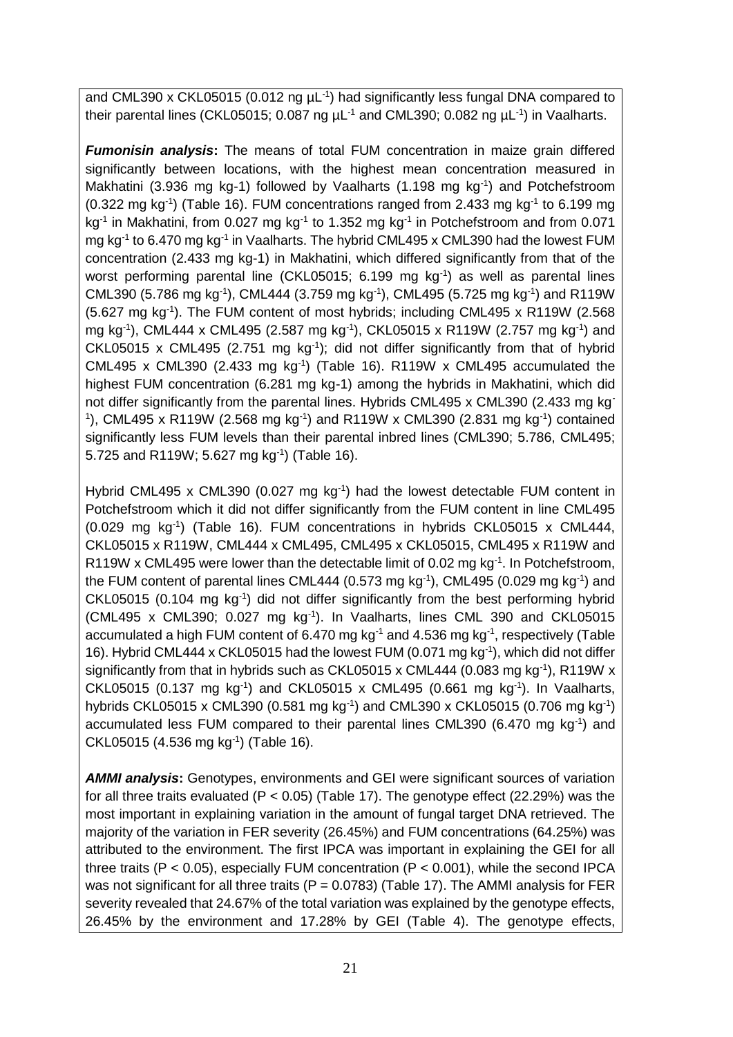and CML390 x CKL05015 (0.012 ng µL$^{-1}$) had significantly less fungal DNA compared to their parental lines (CKL05015; 0.087 ng µL$^{-1}$ and CML390; 0.082 ng µL$^{-1}$) in Vaalharts.

***Fumonisin analysis*:** The means of total FUM concentration in maize grain differed significantly between locations, with the highest mean concentration measured in Makhatini (3.936 mg kg-1) followed by Vaalharts (1.198 mg kg$^{-1}$) and Potchefstroom (0.322 mg kg$^{-1}$) (Table 16). FUM concentrations ranged from 2.433 mg kg$^{-1}$ to 6.199 mg kg$^{-1}$ in Makhatini, from 0.027 mg kg$^{-1}$ to 1.352 mg kg$^{-1}$ in Potchefstroom and from 0.071 mg kg$^{-1}$ to 6.470 mg kg$^{-1}$ in Vaalharts. The hybrid CML495 x CML390 had the lowest FUM concentration (2.433 mg kg-1) in Makhatini, which differed significantly from that of the worst performing parental line (CKL05015; 6.199 mg kg$^{-1}$) as well as parental lines CML390 (5.786 mg kg$^{-1}$), CML444 (3.759 mg kg$^{-1}$), CML495 (5.725 mg kg$^{-1}$) and R119W (5.627 mg kg$^{-1}$). The FUM content of most hybrids; including CML495 x R119W (2.568 mg kg$^{-1}$), CML444 x CML495 (2.587 mg kg$^{-1}$), CKL05015 x R119W (2.757 mg kg$^{-1}$) and CKL05015 x CML495 (2.751 mg kg$^{-1}$); did not differ significantly from that of hybrid CML495 x CML390 (2.433 mg kg$^{-1}$) (Table 16). R119W x CML495 accumulated the highest FUM concentration (6.281 mg kg-1) among the hybrids in Makhatini, which did not differ significantly from the parental lines. Hybrids CML495 x CML390 (2.433 mg kg$^{-1}$), CML495 x R119W (2.568 mg kg$^{-1}$) and R119W x CML390 (2.831 mg kg$^{-1}$) contained significantly less FUM levels than their parental inbred lines (CML390; 5.786, CML495; 5.725 and R119W; 5.627 mg kg$^{-1}$) (Table 16).

Hybrid CML495 x CML390 (0.027 mg kg$^{-1}$) had the lowest detectable FUM content in Potchefstroom which it did not differ significantly from the FUM content in line CML495 (0.029 mg kg$^{-1}$) (Table 16). FUM concentrations in hybrids CKL05015 x CML444, CKL05015 x R119W, CML444 x CML495, CML495 x CKL05015, CML495 x R119W and R119W x CML495 were lower than the detectable limit of 0.02 mg kg$^{-1}$. In Potchefstroom, the FUM content of parental lines CML444 (0.573 mg kg$^{-1}$), CML495 (0.029 mg kg$^{-1}$) and CKL05015 (0.104 mg kg$^{-1}$) did not differ significantly from the best performing hybrid (CML495 x CML390; 0.027 mg kg$^{-1}$). In Vaalharts, lines CML 390 and CKL05015 accumulated a high FUM content of 6.470 mg kg$^{-1}$ and 4.536 mg kg$^{-1}$, respectively (Table 16). Hybrid CML444 x CKL05015 had the lowest FUM (0.071 mg kg$^{-1}$), which did not differ significantly from that in hybrids such as CKL05015 x CML444 (0.083 mg kg$^{-1}$), R119W x CKL05015 (0.137 mg kg$^{-1}$) and CKL05015 x CML495 (0.661 mg kg$^{-1}$). In Vaalharts, hybrids CKL05015 x CML390 (0.581 mg kg$^{-1}$) and CML390 x CKL05015 (0.706 mg kg$^{-1}$) accumulated less FUM compared to their parental lines CML390 (6.470 mg kg$^{-1}$) and CKL05015 (4.536 mg kg$^{-1}$) (Table 16).

***AMMI analysis*:** Genotypes, environments and GEI were significant sources of variation for all three traits evaluated ($P < 0.05$) (Table 17). The genotype effect (22.29%) was the most important in explaining variation in the amount of fungal target DNA retrieved. The majority of the variation in FER severity (26.45%) and FUM concentrations (64.25%) was attributed to the environment. The first IPCA was important in explaining the GEI for all three traits ($P < 0.05$), especially FUM concentration ($P < 0.001$), while the second IPCA was not significant for all three traits ($P = 0.0783$) (Table 17). The AMMI analysis for FER severity revealed that 24.67% of the total variation was explained by the genotype effects, 26.45% by the environment and 17.28% by GEI (Table 4). The genotype effects,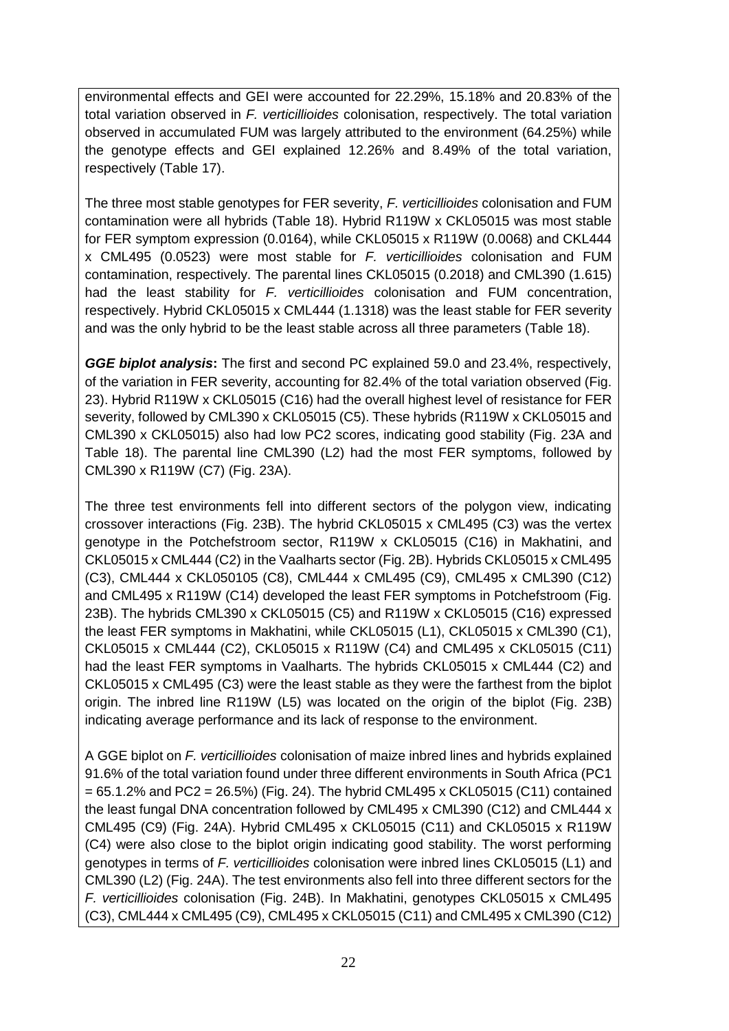environmental effects and GEI were accounted for 22.29%, 15.18% and 20.83% of the total variation observed in *F. verticillioides* colonisation, respectively. The total variation observed in accumulated FUM was largely attributed to the environment (64.25%) while the genotype effects and GEI explained 12.26% and 8.49% of the total variation, respectively (Table 17).

The three most stable genotypes for FER severity, *F. verticillioides* colonisation and FUM contamination were all hybrids (Table 18). Hybrid R119W x CKL05015 was most stable for FER symptom expression (0.0164), while CKL05015 x R119W (0.0068) and CKL444 x CML495 (0.0523) were most stable for *F. verticillioides* colonisation and FUM contamination, respectively. The parental lines CKL05015 (0.2018) and CML390 (1.615) had the least stability for *F. verticillioides* colonisation and FUM concentration, respectively. Hybrid CKL05015 x CML444 (1.1318) was the least stable for FER severity and was the only hybrid to be the least stable across all three parameters (Table 18).

***GGE biplot analysis*:** The first and second PC explained 59.0 and 23.4%, respectively, of the variation in FER severity, accounting for 82.4% of the total variation observed (Fig. 23). Hybrid R119W x CKL05015 (C16) had the overall highest level of resistance for FER severity, followed by CML390 x CKL05015 (C5). These hybrids (R119W x CKL05015 and CML390 x CKL05015) also had low PC2 scores, indicating good stability (Fig. 23A and Table 18). The parental line CML390 (L2) had the most FER symptoms, followed by CML390 x R119W (C7) (Fig. 23A).

The three test environments fell into different sectors of the polygon view, indicating crossover interactions (Fig. 23B). The hybrid CKL05015 x CML495 (C3) was the vertex genotype in the Potchefstroom sector, R119W x CKL05015 (C16) in Makhatini, and CKL05015 x CML444 (C2) in the Vaalharts sector (Fig. 2B). Hybrids CKL05015 x CML495 (C3), CML444 x CKL050105 (C8), CML444 x CML495 (C9), CML495 x CML390 (C12) and CML495 x R119W (C14) developed the least FER symptoms in Potchefstroom (Fig. 23B). The hybrids CML390 x CKL05015 (C5) and R119W x CKL05015 (C16) expressed the least FER symptoms in Makhatini, while CKL05015 (L1), CKL05015 x CML390 (C1), CKL05015 x CML444 (C2), CKL05015 x R119W (C4) and CML495 x CKL05015 (C11) had the least FER symptoms in Vaalharts. The hybrids CKL05015 x CML444 (C2) and CKL05015 x CML495 (C3) were the least stable as they were the farthest from the biplot origin. The inbred line R119W (L5) was located on the origin of the biplot (Fig. 23B) indicating average performance and its lack of response to the environment.

A GGE biplot on *F. verticillioides* colonisation of maize inbred lines and hybrids explained 91.6% of the total variation found under three different environments in South Africa (PC1 = 65.1.2% and PC2 = 26.5%) (Fig. 24). The hybrid CML495 x CKL05015 (C11) contained the least fungal DNA concentration followed by CML495 x CML390 (C12) and CML444 x CML495 (C9) (Fig. 24A). Hybrid CML495 x CKL05015 (C11) and CKL05015 x R119W (C4) were also close to the biplot origin indicating good stability. The worst performing genotypes in terms of *F. verticillioides* colonisation were inbred lines CKL05015 (L1) and CML390 (L2) (Fig. 24A). The test environments also fell into three different sectors for the *F. verticillioides* colonisation (Fig. 24B). In Makhatini, genotypes CKL05015 x CML495 (C3), CML444 x CML495 (C9), CML495 x CKL05015 (C11) and CML495 x CML390 (C12)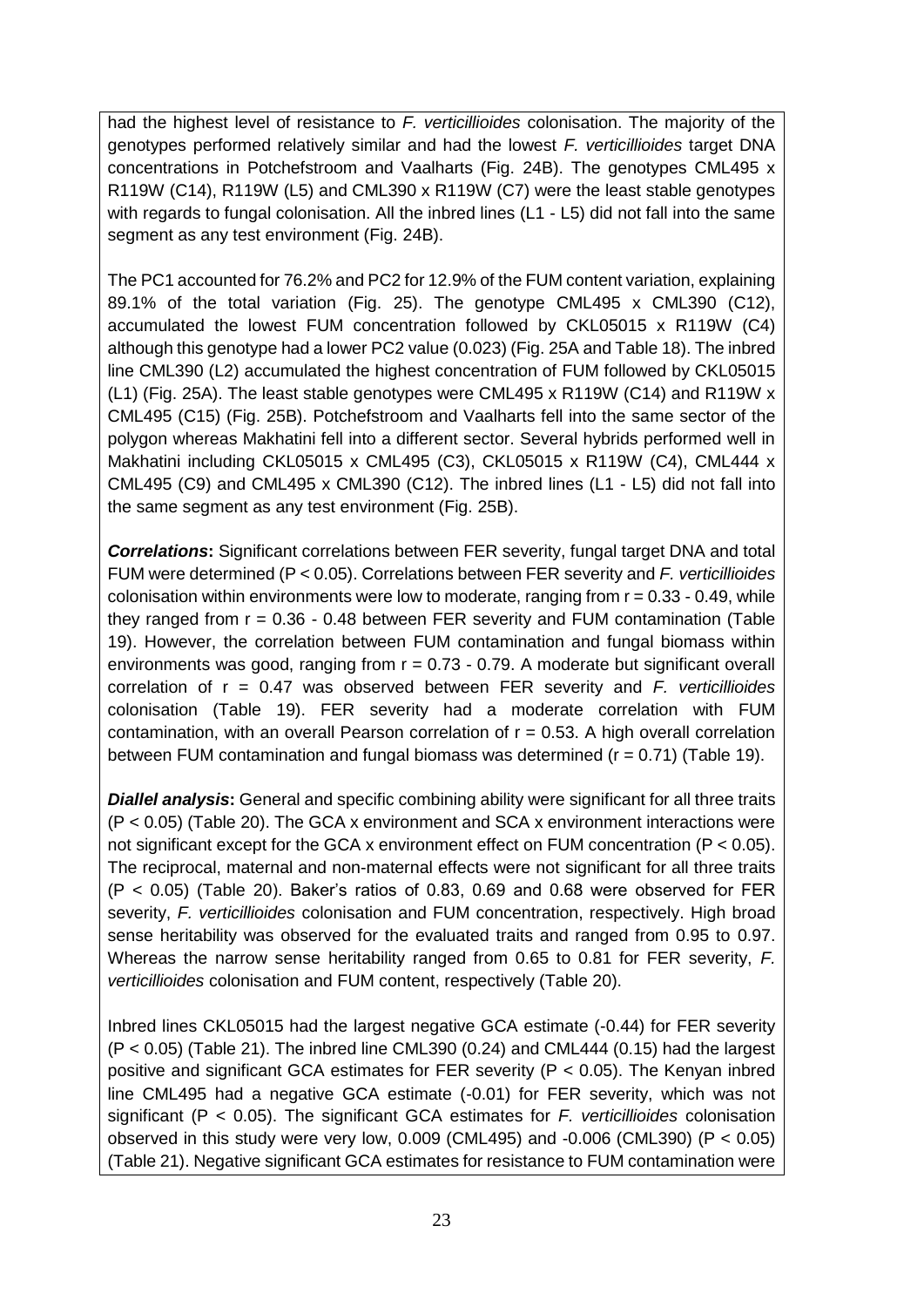had the highest level of resistance to *F. verticillioides* colonisation. The majority of the genotypes performed relatively similar and had the lowest *F. verticillioides* target DNA concentrations in Potchefstroom and Vaalharts (Fig. 24B). The genotypes CML495 x R119W (C14), R119W (L5) and CML390 x R119W (C7) were the least stable genotypes with regards to fungal colonisation. All the inbred lines (L1 - L5) did not fall into the same segment as any test environment (Fig. 24B).

The PC1 accounted for 76.2% and PC2 for 12.9% of the FUM content variation, explaining 89.1% of the total variation (Fig. 25). The genotype CML495 x CML390 (C12), accumulated the lowest FUM concentration followed by CKL05015 x R119W (C4) although this genotype had a lower PC2 value (0.023) (Fig. 25A and Table 18). The inbred line CML390 (L2) accumulated the highest concentration of FUM followed by CKL05015 (L1) (Fig. 25A). The least stable genotypes were CML495 x R119W (C14) and R119W x CML495 (C15) (Fig. 25B). Potchefstroom and Vaalharts fell into the same sector of the polygon whereas Makhatini fell into a different sector. Several hybrids performed well in Makhatini including CKL05015 x CML495 (C3), CKL05015 x R119W (C4), CML444 x CML495 (C9) and CML495 x CML390 (C12). The inbred lines (L1 - L5) did not fall into the same segment as any test environment (Fig. 25B).

***Correlations*:** Significant correlations between FER severity, fungal target DNA and total FUM were determined ($P < 0.05$). Correlations between FER severity and *F. verticillioides* colonisation within environments were low to moderate, ranging from $r = 0.33$ - $0.49$, while they ranged from $r = 0.36$ - $0.48$ between FER severity and FUM contamination (Table 19). However, the correlation between FUM contamination and fungal biomass within environments was good, ranging from $r = 0.73$ - $0.79$. A moderate but significant overall correlation of $r = 0.47$ was observed between FER severity and *F. verticillioides* colonisation (Table 19). FER severity had a moderate correlation with FUM contamination, with an overall Pearson correlation of $r = 0.53$. A high overall correlation between FUM contamination and fungal biomass was determined ($r = 0.71$) (Table 19).

***Diallel analysis*:** General and specific combining ability were significant for all three traits ($P < 0.05$) (Table 20). The GCA x environment and SCA x environment interactions were not significant except for the GCA x environment effect on FUM concentration ($P < 0.05$). The reciprocal, maternal and non-maternal effects were not significant for all three traits ($P < 0.05$) (Table 20). Baker's ratios of 0.83, 0.69 and 0.68 were observed for FER severity, *F. verticillioides* colonisation and FUM concentration, respectively. High broad sense heritability was observed for the evaluated traits and ranged from 0.95 to 0.97. Whereas the narrow sense heritability ranged from 0.65 to 0.81 for FER severity, *F. verticillioides* colonisation and FUM content, respectively (Table 20).

Inbred lines CKL05015 had the largest negative GCA estimate (-0.44) for FER severity ($P < 0.05$) (Table 21). The inbred line CML390 (0.24) and CML444 (0.15) had the largest positive and significant GCA estimates for FER severity ($P < 0.05$). The Kenyan inbred line CML495 had a negative GCA estimate (-0.01) for FER severity, which was not significant ($P < 0.05$). The significant GCA estimates for *F. verticillioides* colonisation observed in this study were very low, 0.009 (CML495) and -0.006 (CML390) ($P < 0.05$) (Table 21). Negative significant GCA estimates for resistance to FUM contamination were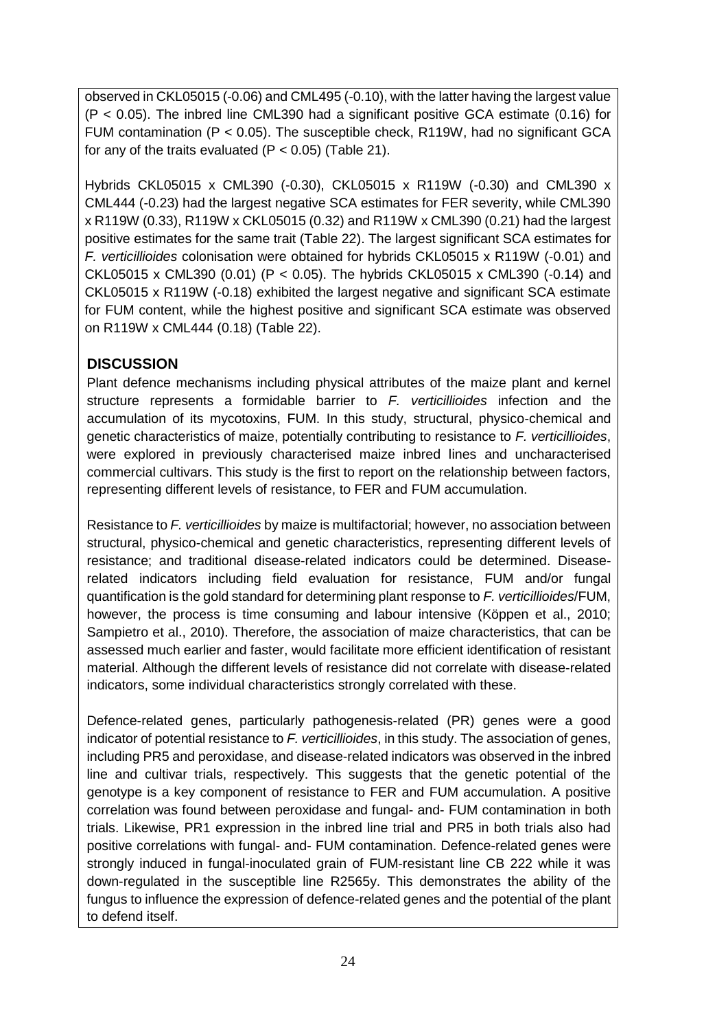observed in CKL05015 (-0.06) and CML495 (-0.10), with the latter having the largest value ($P < 0.05$). The inbred line CML390 had a significant positive GCA estimate (0.16) for FUM contamination ($P < 0.05$). The susceptible check, R119W, had no significant GCA for any of the traits evaluated ($P < 0.05$) (Table 21).

Hybrids CKL05015 x CML390 (-0.30), CKL05015 x R119W (-0.30) and CML390 x CML444 (-0.23) had the largest negative SCA estimates for FER severity, while CML390 x R119W (0.33), R119W x CKL05015 (0.32) and R119W x CML390 (0.21) had the largest positive estimates for the same trait (Table 22). The largest significant SCA estimates for *F. verticillioides* colonisation were obtained for hybrids CKL05015 x R119W (-0.01) and CKL05015 x CML390 (0.01) ($P < 0.05$). The hybrids CKL05015 x CML390 (-0.14) and CKL05015 x R119W (-0.18) exhibited the largest negative and significant SCA estimate for FUM content, while the highest positive and significant SCA estimate was observed on R119W x CML444 (0.18) (Table 22).

## DISCUSSION

Plant defence mechanisms including physical attributes of the maize plant and kernel structure represents a formidable barrier to *F. verticillioides* infection and the accumulation of its mycotoxins, FUM. In this study, structural, physico-chemical and genetic characteristics of maize, potentially contributing to resistance to *F. verticillioides*, were explored in previously characterised maize inbred lines and uncharacterised commercial cultivars. This study is the first to report on the relationship between factors, representing different levels of resistance, to FER and FUM accumulation.

Resistance to *F. verticillioides* by maize is multifactorial; however, no association between structural, physico-chemical and genetic characteristics, representing different levels of resistance; and traditional disease-related indicators could be determined. Disease-related indicators including field evaluation for resistance, FUM and/or fungal quantification is the gold standard for determining plant response to *F. verticillioides*/FUM, however, the process is time consuming and labour intensive (Köppen et al., 2010; Sampietro et al., 2010). Therefore, the association of maize characteristics, that can be assessed much earlier and faster, would facilitate more efficient identification of resistant material. Although the different levels of resistance did not correlate with disease-related indicators, some individual characteristics strongly correlated with these.

Defence-related genes, particularly pathogenesis-related (PR) genes were a good indicator of potential resistance to *F. verticillioides*, in this study. The association of genes, including PR5 and peroxidase, and disease-related indicators was observed in the inbred line and cultivar trials, respectively. This suggests that the genetic potential of the genotype is a key component of resistance to FER and FUM accumulation. A positive correlation was found between peroxidase and fungal- and- FUM contamination in both trials. Likewise, PR1 expression in the inbred line trial and PR5 in both trials also had positive correlations with fungal- and- FUM contamination. Defence-related genes were strongly induced in fungal-inoculated grain of FUM-resistant line CB 222 while it was down-regulated in the susceptible line R2565y. This demonstrates the ability of the fungus to influence the expression of defence-related genes and the potential of the plant to defend itself.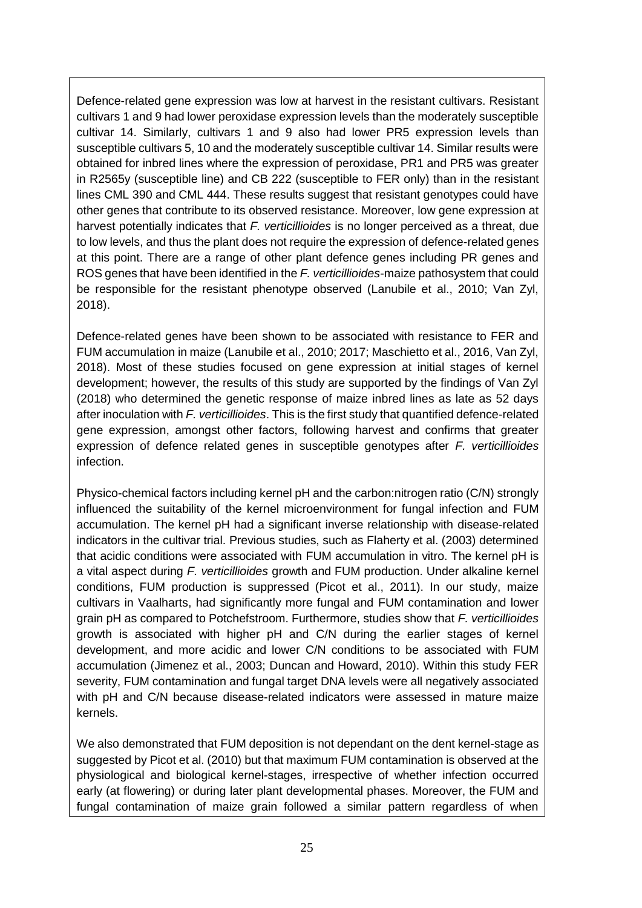Defence-related gene expression was low at harvest in the resistant cultivars. Resistant cultivars 1 and 9 had lower peroxidase expression levels than the moderately susceptible cultivar 14. Similarly, cultivars 1 and 9 also had lower PR5 expression levels than susceptible cultivars 5, 10 and the moderately susceptible cultivar 14. Similar results were obtained for inbred lines where the expression of peroxidase, PR1 and PR5 was greater in R2565y (susceptible line) and CB 222 (susceptible to FER only) than in the resistant lines CML 390 and CML 444. These results suggest that resistant genotypes could have other genes that contribute to its observed resistance. Moreover, low gene expression at harvest potentially indicates that *F. verticillioides* is no longer perceived as a threat, due to low levels, and thus the plant does not require the expression of defence-related genes at this point. There are a range of other plant defence genes including PR genes and ROS genes that have been identified in the *F. verticillioides*-maize pathosystem that could be responsible for the resistant phenotype observed (Lanubile et al., 2010; Van Zyl, 2018).

Defence-related genes have been shown to be associated with resistance to FER and FUM accumulation in maize (Lanubile et al., 2010; 2017; Maschietto et al., 2016, Van Zyl, 2018). Most of these studies focused on gene expression at initial stages of kernel development; however, the results of this study are supported by the findings of Van Zyl (2018) who determined the genetic response of maize inbred lines as late as 52 days after inoculation with *F. verticillioides*. This is the first study that quantified defence-related gene expression, amongst other factors, following harvest and confirms that greater expression of defence related genes in susceptible genotypes after *F. verticillioides* infection.

Physico-chemical factors including kernel pH and the carbon:nitrogen ratio (C/N) strongly influenced the suitability of the kernel microenvironment for fungal infection and FUM accumulation. The kernel pH had a significant inverse relationship with disease-related indicators in the cultivar trial. Previous studies, such as Flaherty et al. (2003) determined that acidic conditions were associated with FUM accumulation in vitro. The kernel pH is a vital aspect during *F. verticillioides* growth and FUM production. Under alkaline kernel conditions, FUM production is suppressed (Picot et al., 2011). In our study, maize cultivars in Vaalharts, had significantly more fungal and FUM contamination and lower grain pH as compared to Potchefstroom. Furthermore, studies show that *F. verticillioides* growth is associated with higher pH and C/N during the earlier stages of kernel development, and more acidic and lower C/N conditions to be associated with FUM accumulation (Jimenez et al., 2003; Duncan and Howard, 2010). Within this study FER severity, FUM contamination and fungal target DNA levels were all negatively associated with pH and C/N because disease-related indicators were assessed in mature maize kernels.

We also demonstrated that FUM deposition is not dependant on the dent kernel-stage as suggested by Picot et al. (2010) but that maximum FUM contamination is observed at the physiological and biological kernel-stages, irrespective of whether infection occurred early (at flowering) or during later plant developmental phases. Moreover, the FUM and fungal contamination of maize grain followed a similar pattern regardless of when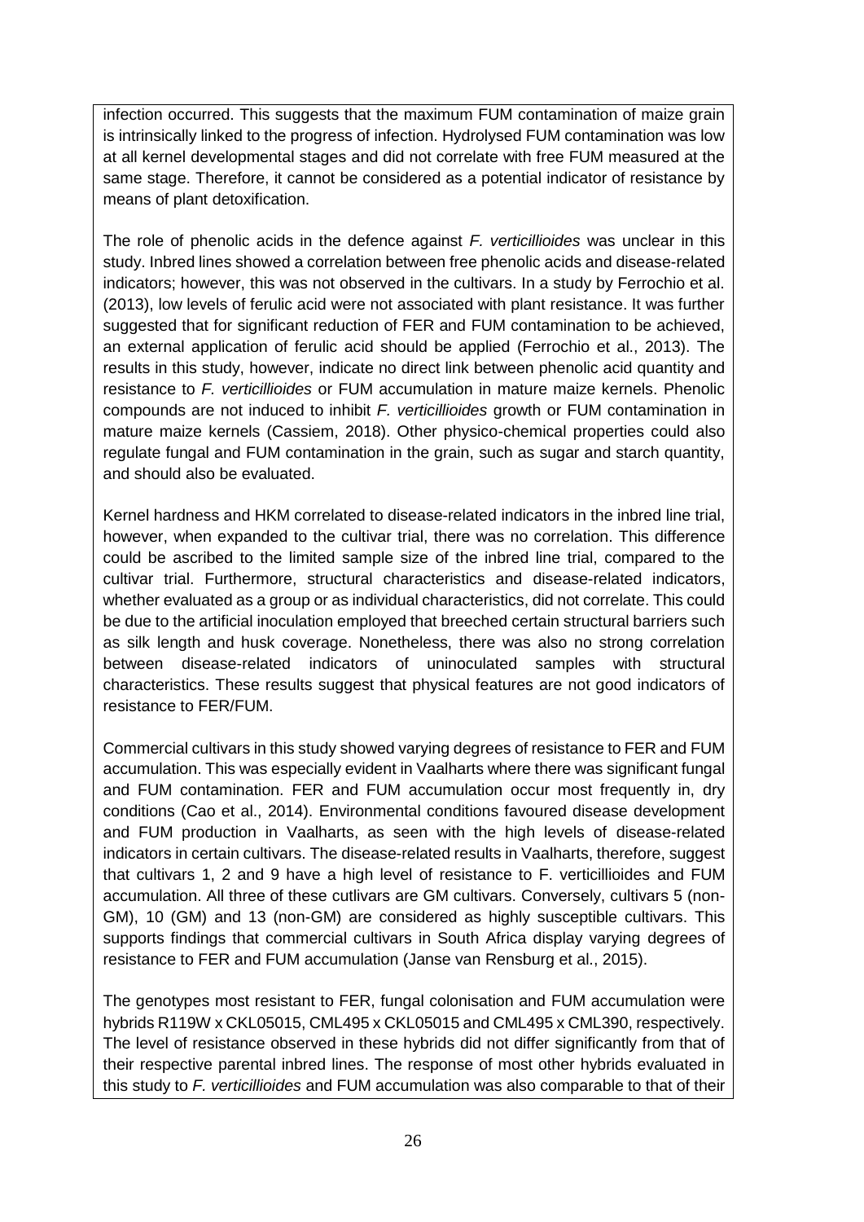infection occurred. This suggests that the maximum FUM contamination of maize grain is intrinsically linked to the progress of infection. Hydrolysed FUM contamination was low at all kernel developmental stages and did not correlate with free FUM measured at the same stage. Therefore, it cannot be considered as a potential indicator of resistance by means of plant detoxification.

The role of phenolic acids in the defence against *F. verticillioides* was unclear in this study. Inbred lines showed a correlation between free phenolic acids and disease-related indicators; however, this was not observed in the cultivars. In a study by Ferrochio et al. (2013), low levels of ferulic acid were not associated with plant resistance. It was further suggested that for significant reduction of FER and FUM contamination to be achieved, an external application of ferulic acid should be applied (Ferrochio et al., 2013). The results in this study, however, indicate no direct link between phenolic acid quantity and resistance to *F. verticillioides* or FUM accumulation in mature maize kernels. Phenolic compounds are not induced to inhibit *F. verticillioides* growth or FUM contamination in mature maize kernels (Cassiem, 2018). Other physico-chemical properties could also regulate fungal and FUM contamination in the grain, such as sugar and starch quantity, and should also be evaluated.

Kernel hardness and HKM correlated to disease-related indicators in the inbred line trial, however, when expanded to the cultivar trial, there was no correlation. This difference could be ascribed to the limited sample size of the inbred line trial, compared to the cultivar trial. Furthermore, structural characteristics and disease-related indicators, whether evaluated as a group or as individual characteristics, did not correlate. This could be due to the artificial inoculation employed that breeched certain structural barriers such as silk length and husk coverage. Nonetheless, there was also no strong correlation between disease-related indicators of uninoculated samples with structural characteristics. These results suggest that physical features are not good indicators of resistance to FER/FUM.

Commercial cultivars in this study showed varying degrees of resistance to FER and FUM accumulation. This was especially evident in Vaalharts where there was significant fungal and FUM contamination. FER and FUM accumulation occur most frequently in, dry conditions (Cao et al., 2014). Environmental conditions favoured disease development and FUM production in Vaalharts, as seen with the high levels of disease-related indicators in certain cultivars. The disease-related results in Vaalharts, therefore, suggest that cultivars 1, 2 and 9 have a high level of resistance to F. verticillioides and FUM accumulation. All three of these cutlivars are GM cultivars. Conversely, cultivars 5 (non-GM), 10 (GM) and 13 (non-GM) are considered as highly susceptible cultivars. This supports findings that commercial cultivars in South Africa display varying degrees of resistance to FER and FUM accumulation (Janse van Rensburg et al., 2015).

The genotypes most resistant to FER, fungal colonisation and FUM accumulation were hybrids R119W x CKL05015, CML495 x CKL05015 and CML495 x CML390, respectively. The level of resistance observed in these hybrids did not differ significantly from that of their respective parental inbred lines. The response of most other hybrids evaluated in this study to *F. verticillioides* and FUM accumulation was also comparable to that of their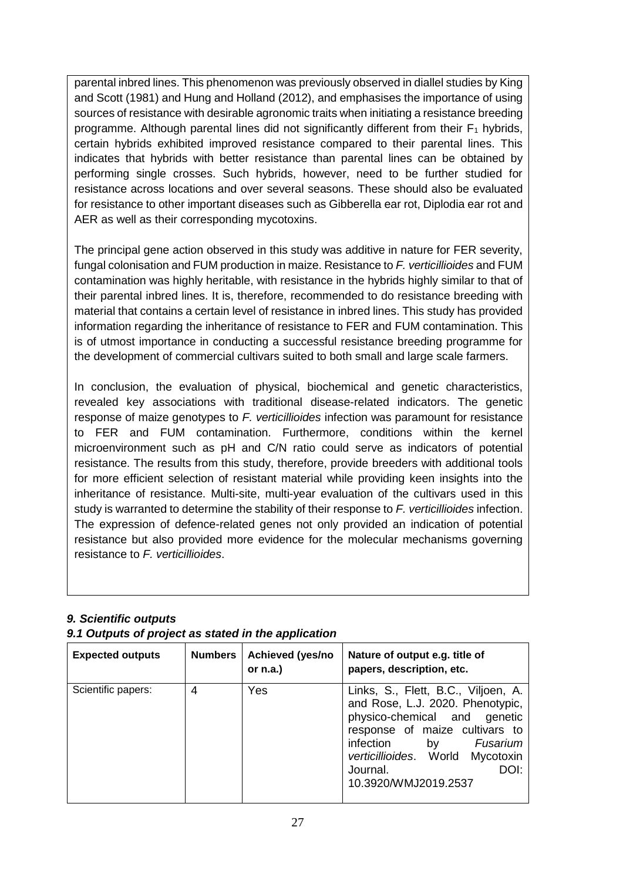parental inbred lines. This phenomenon was previously observed in diallel studies by King and Scott (1981) and Hung and Holland (2012), and emphasises the importance of using sources of resistance with desirable agronomic traits when initiating a resistance breeding programme. Although parental lines did not significantly different from their $F_1$ hybrids, certain hybrids exhibited improved resistance compared to their parental lines. This indicates that hybrids with better resistance than parental lines can be obtained by performing single crosses. Such hybrids, however, need to be further studied for resistance across locations and over several seasons. These should also be evaluated for resistance to other important diseases such as Gibberella ear rot, Diplodia ear rot and AER as well as their corresponding mycotoxins.

The principal gene action observed in this study was additive in nature for FER severity, fungal colonisation and FUM production in maize. Resistance to *F. verticillioides* and FUM contamination was highly heritable, with resistance in the hybrids highly similar to that of their parental inbred lines. It is, therefore, recommended to do resistance breeding with material that contains a certain level of resistance in inbred lines. This study has provided information regarding the inheritance of resistance to FER and FUM contamination. This is of utmost importance in conducting a successful resistance breeding programme for the development of commercial cultivars suited to both small and large scale farmers.

In conclusion, the evaluation of physical, biochemical and genetic characteristics, revealed key associations with traditional disease-related indicators. The genetic response of maize genotypes to *F. verticillioides* infection was paramount for resistance to FER and FUM contamination. Furthermore, conditions within the kernel microenvironment such as pH and C/N ratio could serve as indicators of potential resistance. The results from this study, therefore, provide breeders with additional tools for more efficient selection of resistant material while providing keen insights into the inheritance of resistance. Multi-site, multi-year evaluation of the cultivars used in this study is warranted to determine the stability of their response to *F. verticillioides* infection. The expression of defence-related genes not only provided an indication of potential resistance but also provided more evidence for the molecular mechanisms governing resistance to *F. verticillioides*.

### *9. Scientific outputs*

#### *9.1 Outputs of project as stated in the application*

| **Expected outputs** | **Numbers** | **Achieved (yes/no or n.a.)** | **Nature of output e.g. title of papers, description, etc.** |
| --- | --- | --- | --- |
| Scientific papers: | 4 | Yes | Links, S., Flett, B.C., Viljoen, A. and Rose, L.J. 2020. Phenotypic, physico-chemical and genetic response of maize cultivars to infection by *Fusarium verticillioides*. World Mycotoxin Journal. DOI: 10.3920/WMJ2019.2537 |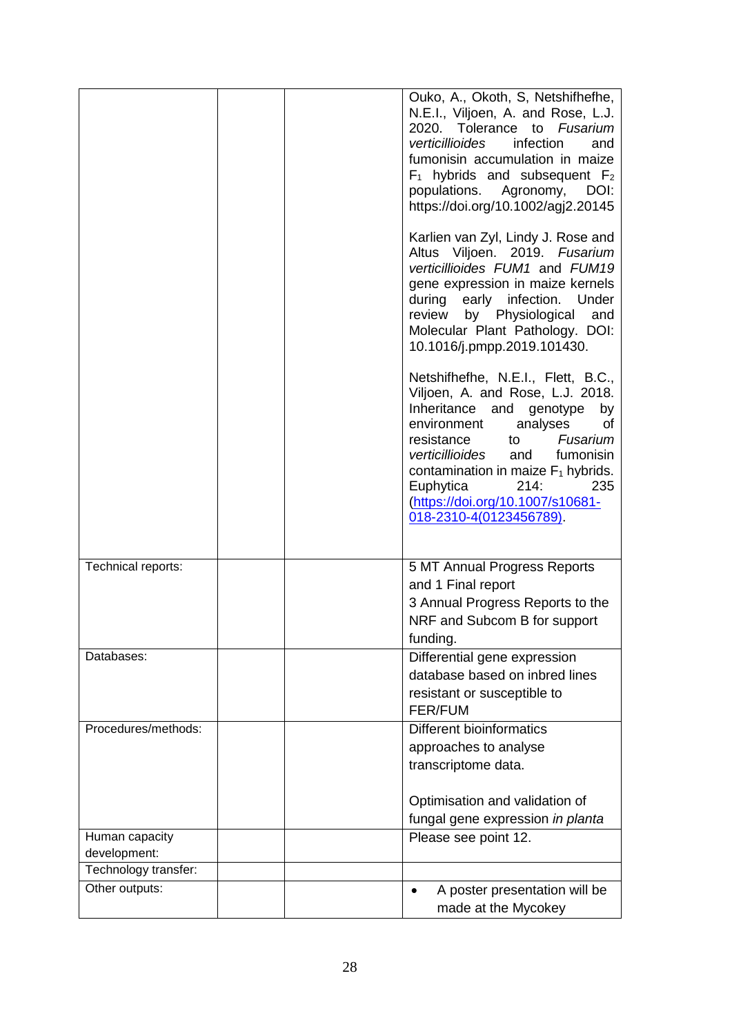| | | | |
|---|---|---|---|
| | | | Ouko, A., Okoth, S, Netshifhefhe, N.E.I., Viljoen, A. and Rose, L.J. 2020. Tolerance to *Fusarium verticillioides* infection and fumonisin accumulation in maize $F_1$ hybrids and subsequent $F_2$ populations. Agronomy, DOI: https://doi.org/10.1002/agj2.20145<br><br>Karlien van Zyl, Lindy J. Rose and Altus Viljoen. 2019. *Fusarium verticillioides FUM1* and *FUM19* gene expression in maize kernels during early infection. Under review by Physiological and Molecular Plant Pathology. DOI: 10.1016/j.pmpp.2019.101430.<br><br>Netshifhefhe, N.E.I., Flett, B.C., Viljoen, A. and Rose, L.J. 2018. Inheritance and genotype by environment analyses of resistance to *Fusarium verticillioides* and fumonisin contamination in maize $F_1$ hybrids. Euphytica 214: 235 (https://doi.org/10.1007/s10681-018-2310-4(0123456789). |
| Technical reports: | | | 5 MT Annual Progress Reports and 1 Final report<br>3 Annual Progress Reports to the NRF and Subcom B for support funding. |
| Databases: | | | Differential gene expression database based on inbred lines resistant or susceptible to FER/FUM |
| Procedures/methods: | | | Different bioinformatics approaches to analyse transcriptome data.<br><br>Optimisation and validation of fungal gene expression *in planta* |
| Human capacity development: | | | Please see point 12. |
| Technology transfer: | | | |
| Other outputs: | | | • A poster presentation will be made at the Mycokey |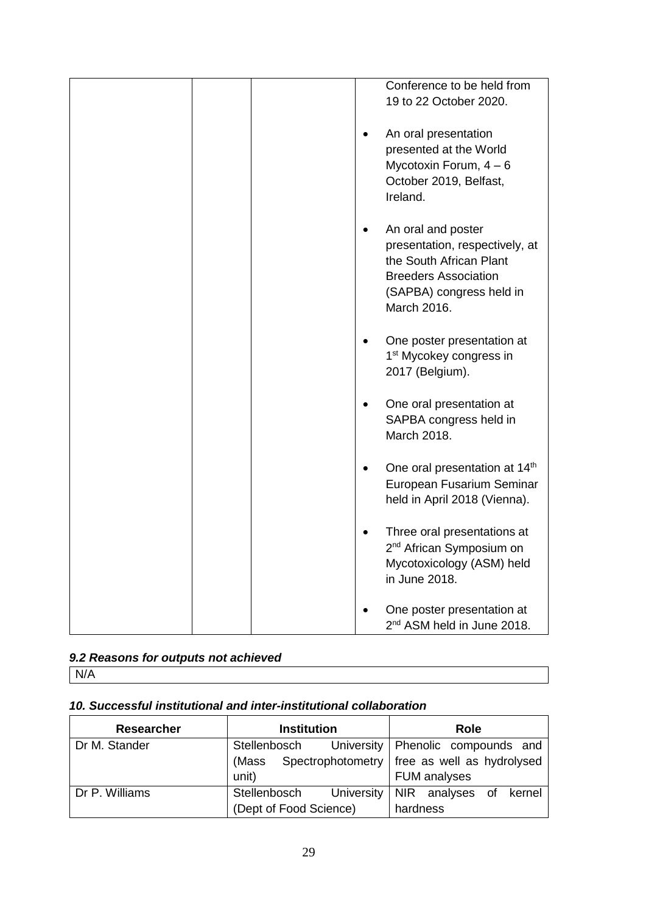| | | | |
|---|---|---|---|
| | | | Conference to be held from 19 to 22 October 2020.<br><br>• An oral presentation presented at the World Mycotoxin Forum, 4 – 6 October 2019, Belfast, Ireland.<br><br>• An oral and poster presentation, respectively, at the South African Plant Breeders Association (SAPBA) congress held in March 2016.<br><br>• One poster presentation at 1st Mycokey congress in 2017 (Belgium).<br><br>• One oral presentation at SAPBA congress held in March 2018.<br><br>• One oral presentation at 14th European Fusarium Seminar held in April 2018 (Vienna).<br><br>• Three oral presentations at 2nd African Symposium on Mycotoxicology (ASM) held in June 2018.<br><br>• One poster presentation at 2nd ASM held in June 2018. |

### *9.2 Reasons for outputs not achieved*

N/A

### *10. Successful institutional and inter-institutional collaboration*

| Researcher | Institution | Role |
|---|---|---|
| Dr M. Stander | Stellenbosch University (Mass Spectrophotometry unit) | Phenolic compounds and free as well as hydrolysed FUM analyses |
| Dr P. Williams | Stellenbosch University (Dept of Food Science) | NIR analyses of kernel hardness |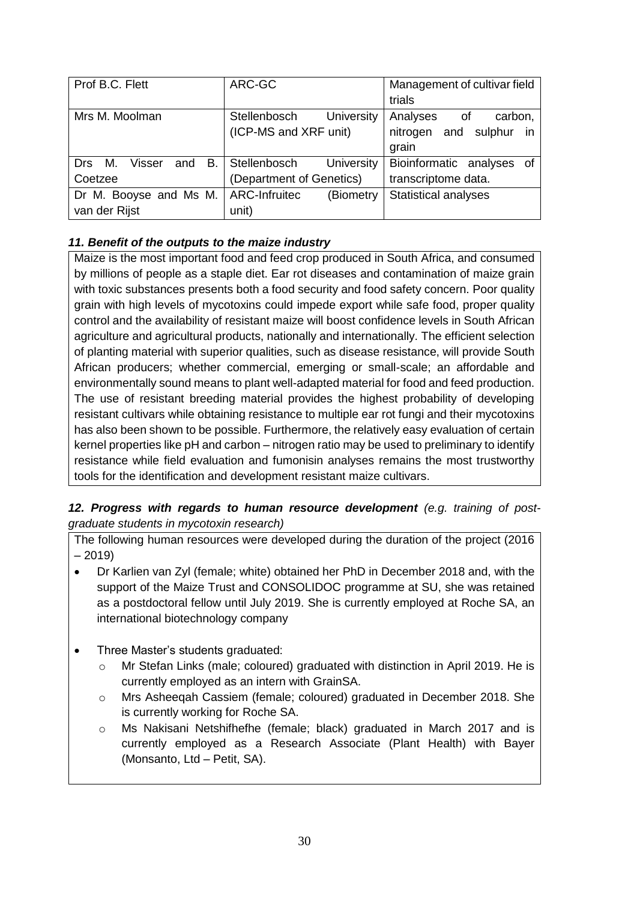| Prof B.C. Flett | ARC-GC | Management of cultivar field trials |
|---|---|---|
| Mrs M. Moolman | Stellenbosch University (ICP-MS and XRF unit) | Analyses of carbon, nitrogen and sulphur in grain |
| Drs M. Visser and B. Coetzee | Stellenbosch University (Department of Genetics) | Bioinformatic analyses of transcriptome data. |
| Dr M. Booyse and Ms M. van der Rijst | ARC-Infruitec (Biometry unit) | Statistical analyses |

***11. Benefit of the outputs to the maize industry***

Maize is the most important food and feed crop produced in South Africa, and consumed by millions of people as a staple diet. Ear rot diseases and contamination of maize grain with toxic substances presents both a food security and food safety concern. Poor quality grain with high levels of mycotoxins could impede export while safe food, proper quality control and the availability of resistant maize will boost confidence levels in South African agriculture and agricultural products, nationally and internationally. The efficient selection of planting material with superior qualities, such as disease resistance, will provide South African producers; whether commercial, emerging or small-scale; an affordable and environmentally sound means to plant well-adapted material for food and feed production. The use of resistant breeding material provides the highest probability of developing resistant cultivars while obtaining resistance to multiple ear rot fungi and their mycotoxins has also been shown to be possible. Furthermore, the relatively easy evaluation of certain kernel properties like pH and carbon – nitrogen ratio may be used to preliminary to identify resistance while field evaluation and fumonisin analyses remains the most trustworthy tools for the identification and development resistant maize cultivars.

***12. Progress with regards to human resource development** (e.g. training of post-graduate students in mycotoxin research)*

The following human resources were developed during the duration of the project (2016 – 2019)

- Dr Karlien van Zyl (female; white) obtained her PhD in December 2018 and, with the support of the Maize Trust and CONSOLIDOC programme at SU, she was retained as a postdoctoral fellow until July 2019. She is currently employed at Roche SA, an international biotechnology company

- Three Master's students graduated:
  - Mr Stefan Links (male; coloured) graduated with distinction in April 2019. He is currently employed as an intern with GrainSA.
  - Mrs Asheeqah Cassiem (female; coloured) graduated in December 2018. She is currently working for Roche SA.
  - Ms Nakisani Netshifhefhe (female; black) graduated in March 2017 and is currently employed as a Research Associate (Plant Health) with Bayer (Monsanto, Ltd – Petit, SA).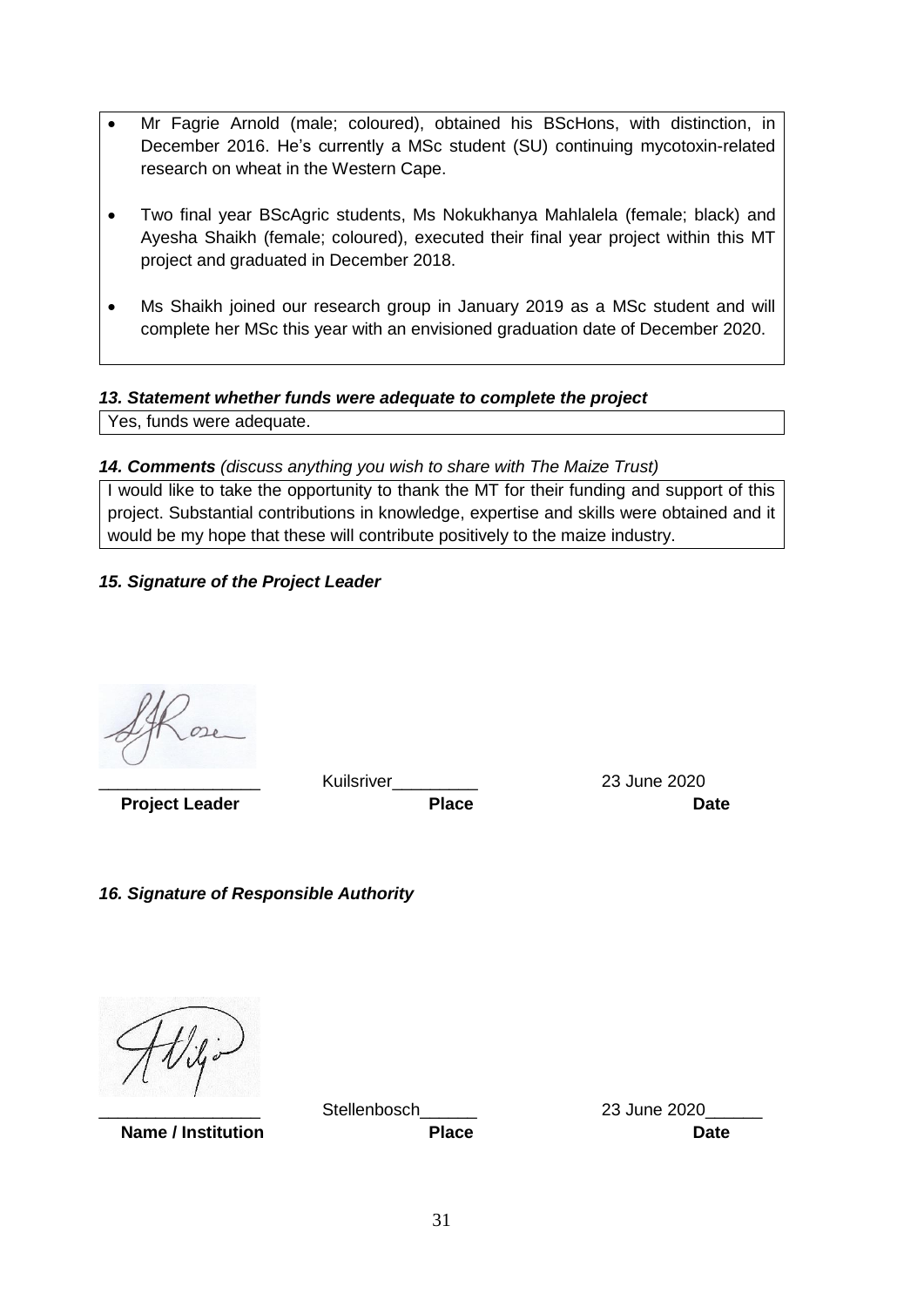- Mr Fagrie Arnold (male; coloured), obtained his BScHons, with distinction, in December 2016. He's currently a MSc student (SU) continuing mycotoxin-related research on wheat in the Western Cape.
- Two final year BScAgric students, Ms Nokukhanya Mahlalela (female; black) and Ayesha Shaikh (female; coloured), executed their final year project within this MT project and graduated in December 2018.
- Ms Shaikh joined our research group in January 2019 as a MSc student and will complete her MSc this year with an envisioned graduation date of December 2020.

***13. Statement whether funds were adequate to complete the project***

Yes, funds were adequate.

***14. Comments*** *(discuss anything you wish to share with The Maize Trust)*

I would like to take the opportunity to thank the MT for their funding and support of this project. Substantial contributions in knowledge, expertise and skills were obtained and it would be my hope that these will contribute positively to the maize industry.

***15. Signature of the Project Leader***

| | | |
|---|---|---|
| _________________ | Kuilsriver_________ | 23 June 2020 |
| **Project Leader** | **Place** | **Date** |

***16. Signature of Responsible Authority***

| | | |
|---|---|---|
| _________________ | Stellenbosch______ | 23 June 2020______ |
| **Name / Institution** | **Place** | **Date** |